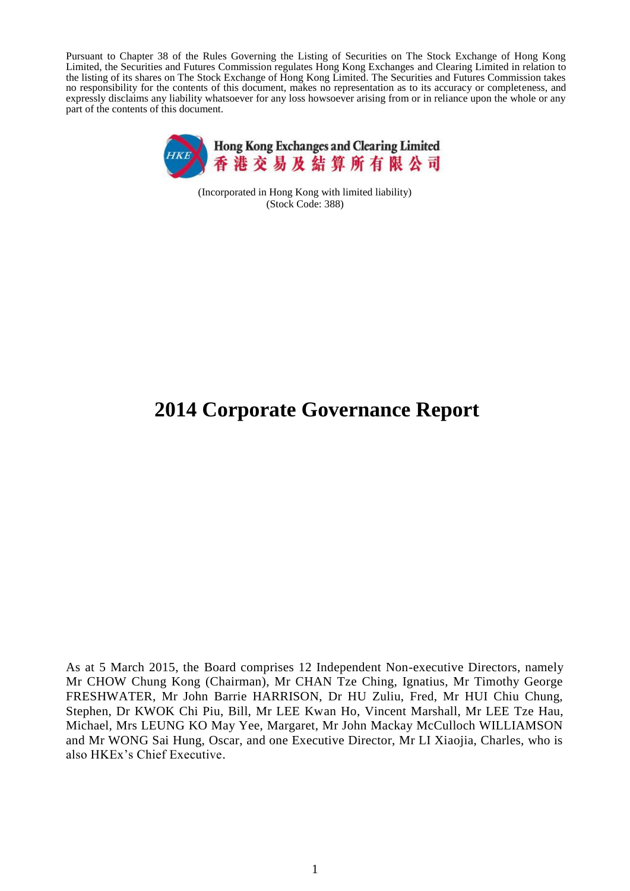Pursuant to Chapter 38 of the Rules Governing the Listing of Securities on The Stock Exchange of Hong Kong Limited, the Securities and Futures Commission regulates Hong Kong Exchanges and Clearing Limited in relation to the listing of its shares on The Stock Exchange of Hong Kong Limited. The Securities and Futures Commission takes no responsibility for the contents of this document, makes no representation as to its accuracy or completeness, and expressly disclaims any liability whatsoever for any loss howsoever arising from or in reliance upon the whole or any part of the contents of this document.

**Hong Kong Exchanges and Clearing Limited**
**香港交易及結算所有限公司**

(Incorporated in Hong Kong with limited liability)
(Stock Code: 388)

# 2014 Corporate Governance Report

As at 5 March 2015, the Board comprises 12 Independent Non-executive Directors, namely Mr CHOW Chung Kong (Chairman), Mr CHAN Tze Ching, Ignatius, Mr Timothy George FRESHWATER, Mr John Barrie HARRISON, Dr HU Zuliu, Fred, Mr HUI Chiu Chung, Stephen, Dr KWOK Chi Piu, Bill, Mr LEE Kwan Ho, Vincent Marshall, Mr LEE Tze Hau, Michael, Mrs LEUNG KO May Yee, Margaret, Mr John Mackay McCulloch WILLIAMSON and Mr WONG Sai Hung, Oscar, and one Executive Director, Mr LI Xiaojia, Charles, who is also HKEx's Chief Executive.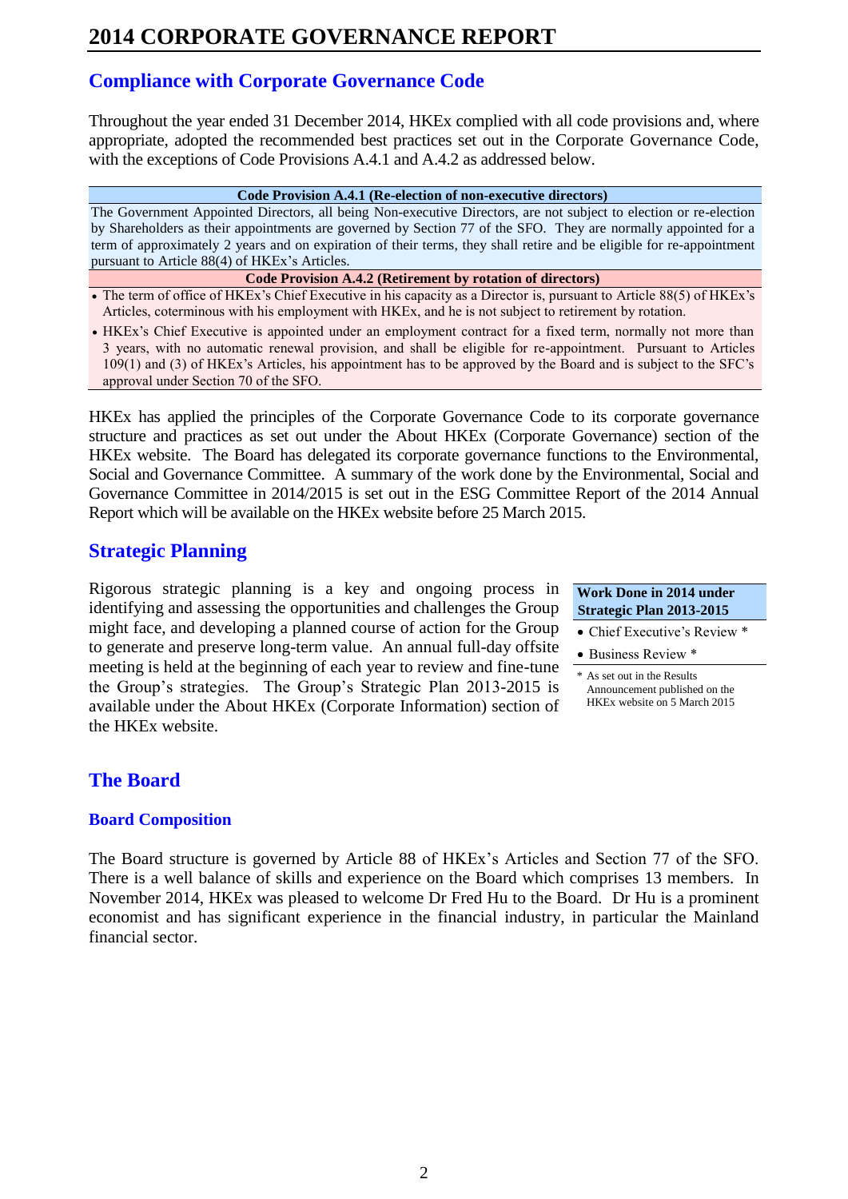# 2014 CORPORATE GOVERNANCE REPORT

## Compliance with Corporate Governance Code

Throughout the year ended 31 December 2014, HKEx complied with all code provisions and, where appropriate, adopted the recommended best practices set out in the Corporate Governance Code, with the exceptions of Code Provisions A.4.1 and A.4.2 as addressed below.

| **Code Provision A.4.1 (Re-election of non-executive directors)** |
|---|
| The Government Appointed Directors, all being Non-executive Directors, are not subject to election or re-election by Shareholders as their appointments are governed by Section 77 of the SFO. They are normally appointed for a term of approximately 2 years and on expiration of their terms, they shall retire and be eligible for re-appointment pursuant to Article 88(4) of HKEx's Articles. |
| **Code Provision A.4.2 (Retirement by rotation of directors)** |
| • The term of office of HKEx's Chief Executive in his capacity as a Director is, pursuant to Article 88(5) of HKEx's Articles, coterminous with his employment with HKEx, and he is not subject to retirement by rotation. |
| • HKEx's Chief Executive is appointed under an employment contract for a fixed term, normally not more than 3 years, with no automatic renewal provision, and shall be eligible for re-appointment. Pursuant to Articles 109(1) and (3) of HKEx's Articles, his appointment has to be approved by the Board and is subject to the SFC's approval under Section 70 of the SFO. |

HKEx has applied the principles of the Corporate Governance Code to its corporate governance structure and practices as set out under the About HKEx (Corporate Governance) section of the HKEx website. The Board has delegated its corporate governance functions to the Environmental, Social and Governance Committee. A summary of the work done by the Environmental, Social and Governance Committee in 2014/2015 is set out in the ESG Committee Report of the 2014 Annual Report which will be available on the HKEx website before 25 March 2015.

## Strategic Planning

Rigorous strategic planning is a key and ongoing process in identifying and assessing the opportunities and challenges the Group might face, and developing a planned course of action for the Group to generate and preserve long-term value. An annual full-day offsite meeting is held at the beginning of each year to review and fine-tune the Group's strategies. The Group's Strategic Plan 2013-2015 is available under the About HKEx (Corporate Information) section of the HKEx website.

| **Work Done in 2014 under Strategic Plan 2013-2015** |
|---|
| • Chief Executive's Review * |
| • Business Review * |

\* As set out in the Results Announcement published on the HKEx website on 5 March 2015

## The Board

### Board Composition

The Board structure is governed by Article 88 of HKEx's Articles and Section 77 of the SFO. There is a well balance of skills and experience on the Board which comprises 13 members. In November 2014, HKEx was pleased to welcome Dr Fred Hu to the Board. Dr Hu is a prominent economist and has significant experience in the financial industry, in particular the Mainland financial sector.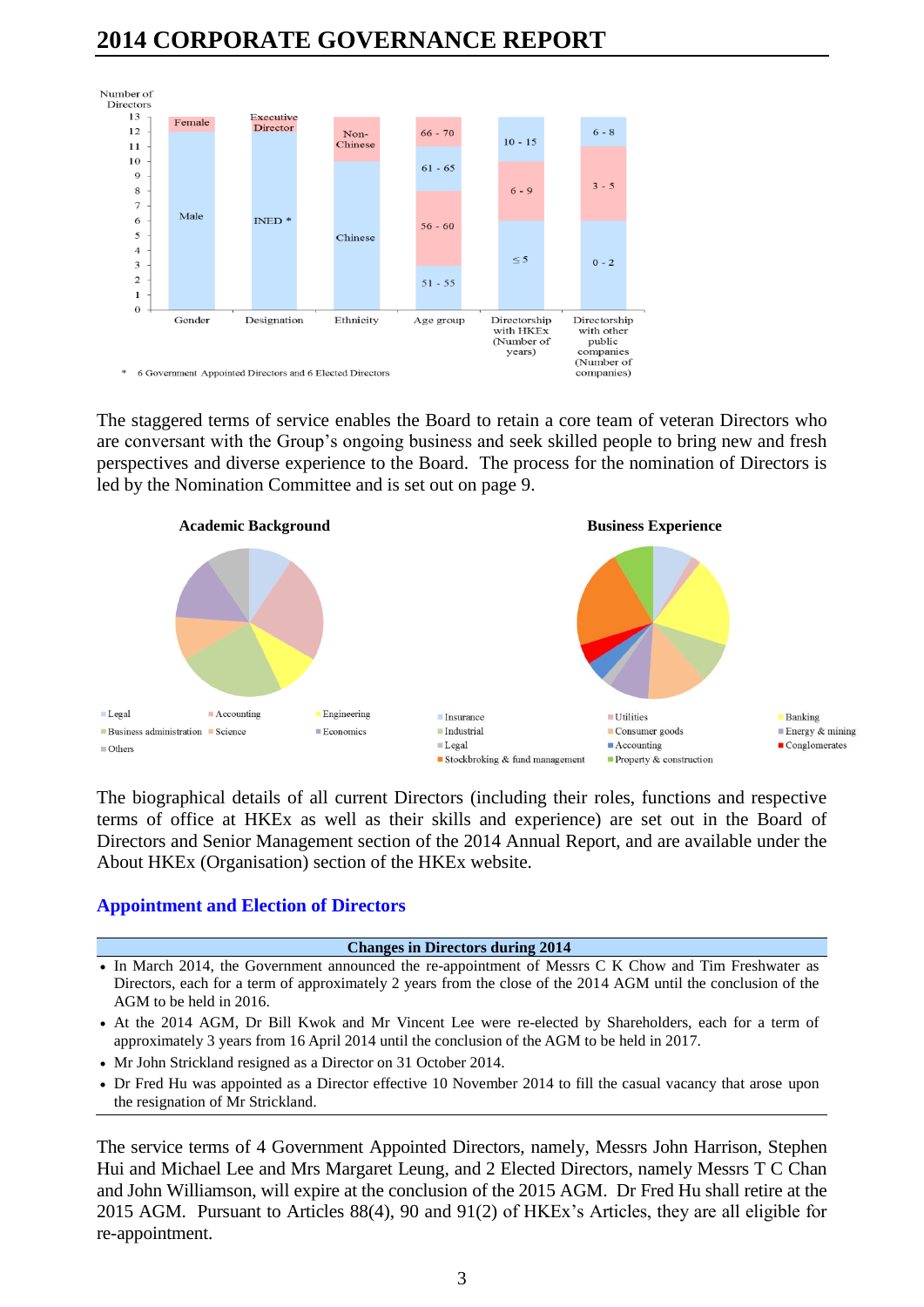# 2014 CORPORATE GOVERNANCE REPORT

Number of Directors

| | Gender | Designation | Ethnicity | Age group | Directorship with HKEx (Number of years) | Directorship with other public companies (Number of companies) |
|---|---|---|---|---|---|---|
| | Female | Executive Director | Non-Chinese | 66 - 70 | 10 - 15 | 6 - 8 |
| | Male | INED * | Chinese | 61 - 65 | 6 - 9 | 3 - 5 |
| | | | | 56 - 60 | ≤ 5 | 0 - 2 |
| | | | | 51 - 55 | | |

\* 6 Government Appointed Directors and 6 Elected Directors

The staggered terms of service enables the Board to retain a core team of veteran Directors who are conversant with the Group's ongoing business and seek skilled people to bring new and fresh perspectives and diverse experience to the Board. The process for the nomination of Directors is led by the Nomination Committee and is set out on page 9.

**Academic Background**

Legal, Accounting, Engineering, Business administration, Science, Economics, Others

**Business Experience**

Insurance, Utilities, Banking, Industrial, Consumer goods, Energy & mining, Legal, Accounting, Conglomerates, Stockbroking & fund management, Property & construction

The biographical details of all current Directors (including their roles, functions and respective terms of office at HKEx as well as their skills and experience) are set out in the Board of Directors and Senior Management section of the 2014 Annual Report, and are available under the About HKEx (Organisation) section of the HKEx website.

## Appointment and Election of Directors

**Changes in Directors during 2014**

- In March 2014, the Government announced the re-appointment of Messrs C K Chow and Tim Freshwater as Directors, each for a term of approximately 2 years from the close of the 2014 AGM until the conclusion of the AGM to be held in 2016.
- At the 2014 AGM, Dr Bill Kwok and Mr Vincent Lee were re-elected by Shareholders, each for a term of approximately 3 years from 16 April 2014 until the conclusion of the AGM to be held in 2017.
- Mr John Strickland resigned as a Director on 31 October 2014.
- Dr Fred Hu was appointed as a Director effective 10 November 2014 to fill the casual vacancy that arose upon the resignation of Mr Strickland.

The service terms of 4 Government Appointed Directors, namely, Messrs John Harrison, Stephen Hui and Michael Lee and Mrs Margaret Leung, and 2 Elected Directors, namely Messrs T C Chan and John Williamson, will expire at the conclusion of the 2015 AGM. Dr Fred Hu shall retire at the 2015 AGM. Pursuant to Articles 88(4), 90 and 91(2) of HKEx's Articles, they are all eligible for re-appointment.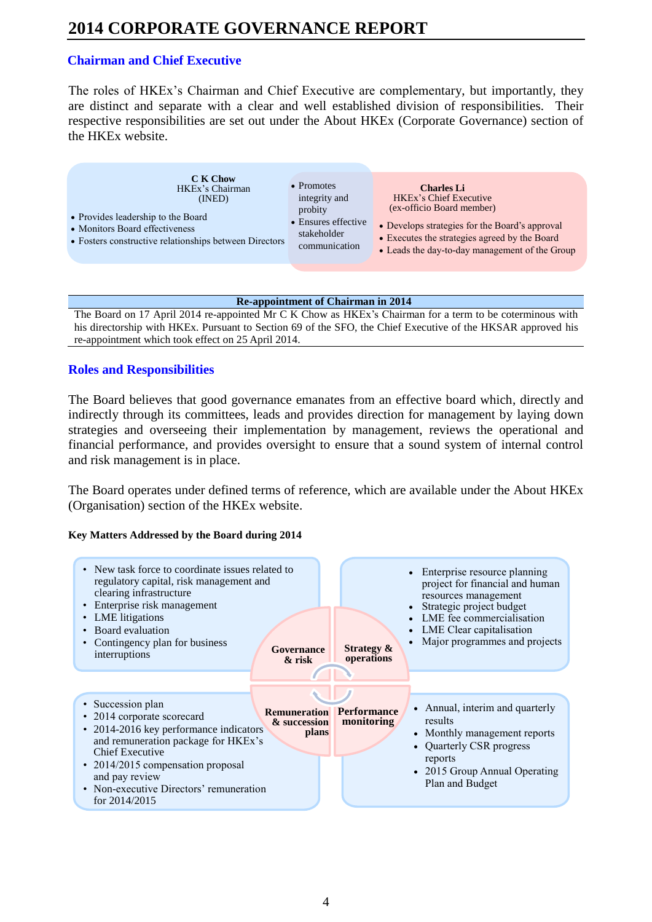# 2014 CORPORATE GOVERNANCE REPORT

## Chairman and Chief Executive

The roles of HKEx's Chairman and Chief Executive are complementary, but importantly, they are distinct and separate with a clear and well established division of responsibilities. Their respective responsibilities are set out under the About HKEx (Corporate Governance) section of the HKEx website.

**C K Chow**
HKEx's Chairman
(INED)

- Provides leadership to the Board
- Monitors Board effectiveness
- Fosters constructive relationships between Directors

- Promotes integrity and probity
- Ensures effective stakeholder communication

**Charles Li**
HKEx's Chief Executive
(ex-officio Board member)

- Develops strategies for the Board's approval
- Executes the strategies agreed by the Board
- Leads the day-to-day management of the Group

| Re-appointment of Chairman in 2014 |
|---|
| The Board on 17 April 2014 re-appointed Mr C K Chow as HKEx's Chairman for a term to be coterminous with his directorship with HKEx. Pursuant to Section 69 of the SFO, the Chief Executive of the HKSAR approved his re-appointment which took effect on 25 April 2014. |

## Roles and Responsibilities

The Board believes that good governance emanates from an effective board which, directly and indirectly through its committees, leads and provides direction for management by laying down strategies and overseeing their implementation by management, reviews the operational and financial performance, and provides oversight to ensure that a sound system of internal control and risk management is in place.

The Board operates under defined terms of reference, which are available under the About HKEx (Organisation) section of the HKEx website.

**Key Matters Addressed by the Board during 2014**

**Governance & risk**

- New task force to coordinate issues related to regulatory capital, risk management and clearing infrastructure
- Enterprise risk management
- LME litigations
- Board evaluation
- Contingency plan for business interruptions

**Strategy & operations**

- Enterprise resource planning project for financial and human resources management
- Strategic project budget
- LME fee commercialisation
- LME Clear capitalisation
- Major programmes and projects

**Remuneration & succession plans**

- Succession plan
- 2014 corporate scorecard
- 2014-2016 key performance indicators and remuneration package for HKEx's Chief Executive
- 2014/2015 compensation proposal and pay review
- Non-executive Directors' remuneration for 2014/2015

**Performance monitoring**

- Annual, interim and quarterly results
- Monthly management reports
- Quarterly CSR progress reports
- 2015 Group Annual Operating Plan and Budget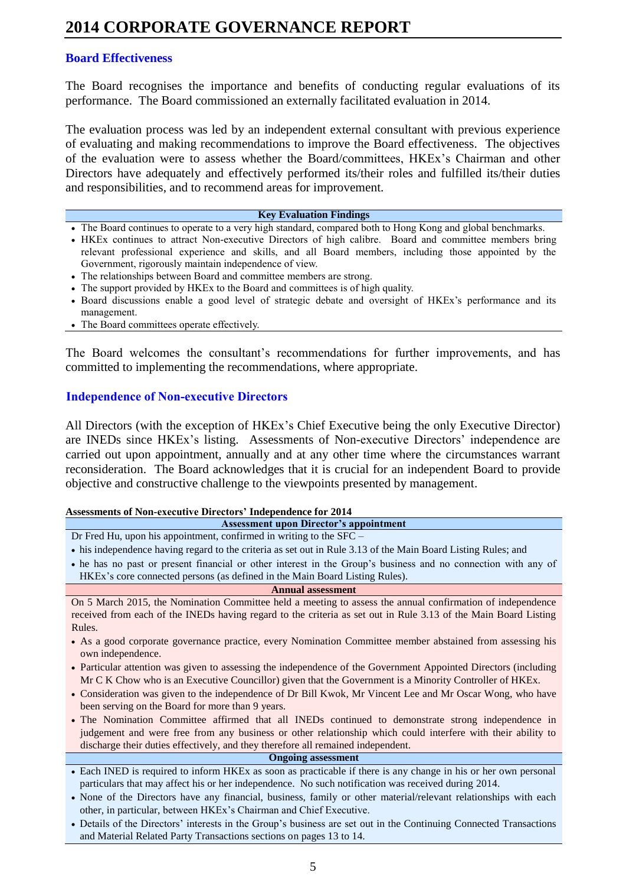# 2014 CORPORATE GOVERNANCE REPORT

## Board Effectiveness

The Board recognises the importance and benefits of conducting regular evaluations of its performance. The Board commissioned an externally facilitated evaluation in 2014.

The evaluation process was led by an independent external consultant with previous experience of evaluating and making recommendations to improve the Board effectiveness. The objectives of the evaluation were to assess whether the Board/committees, HKEx's Chairman and other Directors have adequately and effectively performed its/their roles and fulfilled its/their duties and responsibilities, and to recommend areas for improvement.

**Key Evaluation Findings**

- The Board continues to operate to a very high standard, compared both to Hong Kong and global benchmarks.
- HKEx continues to attract Non-executive Directors of high calibre. Board and committee members bring relevant professional experience and skills, and all Board members, including those appointed by the Government, rigorously maintain independence of view.
- The relationships between Board and committee members are strong.
- The support provided by HKEx to the Board and committees is of high quality.
- Board discussions enable a good level of strategic debate and oversight of HKEx's performance and its management.
- The Board committees operate effectively.

The Board welcomes the consultant's recommendations for further improvements, and has committed to implementing the recommendations, where appropriate.

## Independence of Non-executive Directors

All Directors (with the exception of HKEx's Chief Executive being the only Executive Director) are INEDs since HKEx's listing. Assessments of Non-executive Directors' independence are carried out upon appointment, annually and at any other time where the circumstances warrant reconsideration. The Board acknowledges that it is crucial for an independent Board to provide objective and constructive challenge to the viewpoints presented by management.

**Assessments of Non-executive Directors' Independence for 2014**

**Assessment upon Director's appointment**

Dr Fred Hu, upon his appointment, confirmed in writing to the SFC –

- his independence having regard to the criteria as set out in Rule 3.13 of the Main Board Listing Rules; and
- he has no past or present financial or other interest in the Group's business and no connection with any of HKEx's core connected persons (as defined in the Main Board Listing Rules).

**Annual assessment**

On 5 March 2015, the Nomination Committee held a meeting to assess the annual confirmation of independence received from each of the INEDs having regard to the criteria as set out in Rule 3.13 of the Main Board Listing Rules.

- As a good corporate governance practice, every Nomination Committee member abstained from assessing his own independence.
- Particular attention was given to assessing the independence of the Government Appointed Directors (including Mr C K Chow who is an Executive Councillor) given that the Government is a Minority Controller of HKEx.
- Consideration was given to the independence of Dr Bill Kwok, Mr Vincent Lee and Mr Oscar Wong, who have been serving on the Board for more than 9 years.
- The Nomination Committee affirmed that all INEDs continued to demonstrate strong independence in judgement and were free from any business or other relationship which could interfere with their ability to discharge their duties effectively, and they therefore all remained independent.

**Ongoing assessment**

- Each INED is required to inform HKEx as soon as practicable if there is any change in his or her own personal particulars that may affect his or her independence. No such notification was received during 2014.
- None of the Directors have any financial, business, family or other material/relevant relationships with each other, in particular, between HKEx's Chairman and Chief Executive.
- Details of the Directors' interests in the Group's business are set out in the Continuing Connected Transactions and Material Related Party Transactions sections on pages 13 to 14.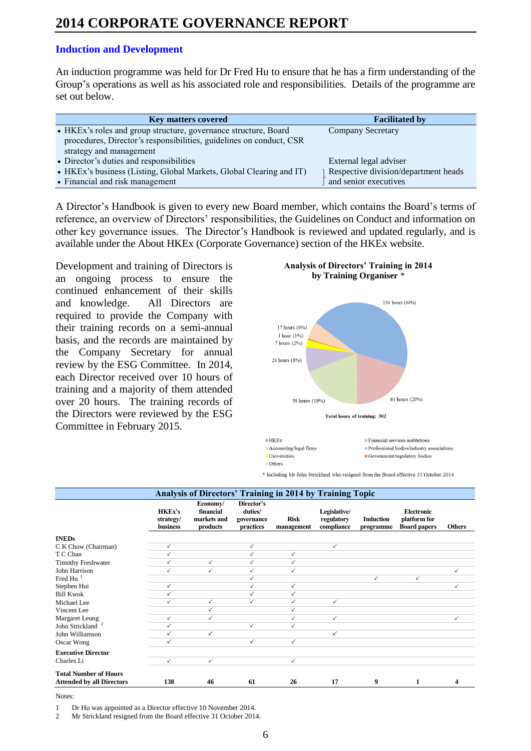## Induction and Development

An induction programme was held for Dr Fred Hu to ensure that he has a firm understanding of the Group's operations as well as his associated role and responsibilities. Details of the programme are set out below.

| Key matters covered | Facilitated by |
|---|---|
| • HKEx's roles and group structure, governance structure, Board procedures, Director's responsibilities, guidelines on conduct, CSR strategy and management | Company Secretary |
| • Director's duties and responsibilities | External legal adviser |
| • HKEx's business (Listing, Global Markets, Global Clearing and IT)<br>• Financial and risk management | Respective division/department heads and senior executives |

A Director's Handbook is given to every new Board member, which contains the Board's terms of reference, an overview of Directors' responsibilities, the Guidelines on Conduct and information on other key governance issues. The Director's Handbook is reviewed and updated regularly, and is available under the About HKEx (Corporate Governance) section of the HKEx website.

Development and training of Directors is an ongoing process to ensure the continued enhancement of their skills and knowledge. All Directors are required to provide the Company with their training records on a semi-annual basis, and the records are maintained by the Company Secretary for annual review by the ESG Committee. In 2014, each Director received over 10 hours of training and a majority of them attended over 20 hours. The training records of the Directors were reviewed by the ESG Committee in February 2015.

**Analysis of Directors' Training in 2014 by Training Organiser \***

| Training Organiser | Hours |
|---|---|
| HKEx | 134 hours (44%) |
| Financial services institutions | 61 hours (20%) |
| Accounting/legal firms | 58 hours (19%) |
| Professional bodies/industry associations | 24 hours (8%) |
| Universities | 7 hours (2%) |
| Government/regulatory bodies | 1 hour (1%) |
| Others | 17 hours (6%) |

Total hours of training: 302

\* Including Mr John Strickland who resigned from the Board effective 31 October 2014

**Analysis of Directors' Training in 2014 by Training Topic**

| | HKEx's strategy/ business | Economy/ financial markets and products | Director's duties/ governance practices | Risk management | Legislative/ regulatory compliance | Induction programme | Electronic platform for Board papers | Others |
|---|---|---|---|---|---|---|---|---|
| **INEDs** | | | | | | | | |
| C K Chow (Chairman) | ✓ | | ✓ | | ✓ | | | |
| T C Chan | ✓ | | ✓ | ✓ | | | | |
| Timothy Freshwater | ✓ | ✓ | ✓ | ✓ | | | | |
| John Harrison | ✓ | ✓ | ✓ | ✓ | | | | ✓ |
| Fred Hu [1] | | | ✓ | | | ✓ | ✓ | |
| Stephen Hui | ✓ | | ✓ | ✓ | | | | ✓ |
| Bill Kwok | ✓ | | ✓ | ✓ | | | | |
| Michael Lee | ✓ | ✓ | ✓ | ✓ | ✓ | | | |
| Vincent Lee | | ✓ | | ✓ | | | | |
| Margaret Leung | ✓ | ✓ | | ✓ | ✓ | | | ✓ |
| John Strickland [2] | ✓ | | ✓ | ✓ | | | | |
| John Williamson | ✓ | ✓ | | | ✓ | | | |
| Oscar Wong | ✓ | | ✓ | ✓ | | | | |
| **Executive Director** | | | | | | | | |
| Charles Li | ✓ | ✓ | | ✓ | | | | |
| **Total Number of Hours Attended by all Directors** | **138** | **46** | **61** | **26** | **17** | **9** | **1** | **4** |

Notes:

1 Dr Hu was appointed as a Director effective 10 November 2014.

2 Mr Strickland resigned from the Board effective 31 October 2014.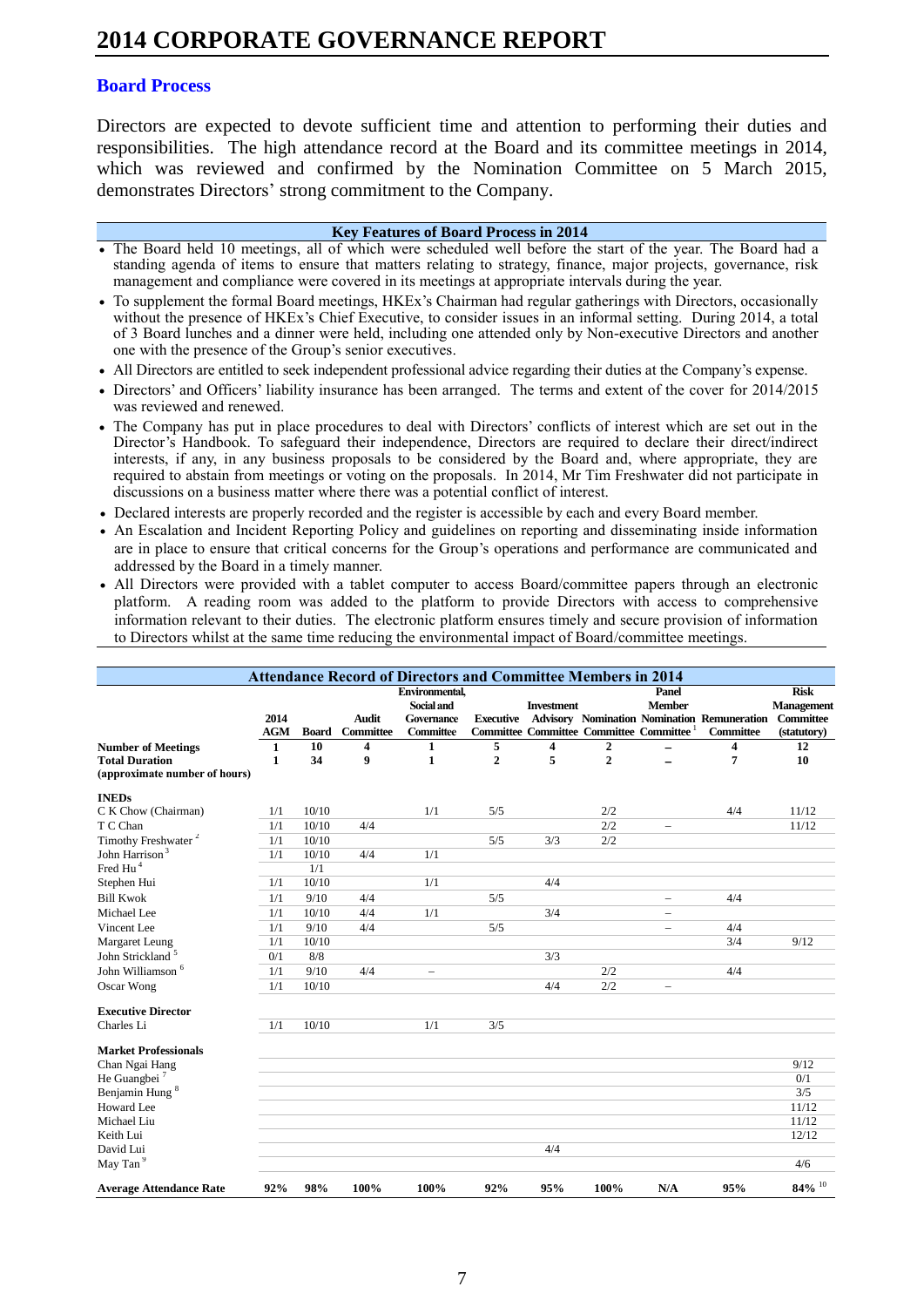# 2014 CORPORATE GOVERNANCE REPORT

## Board Process

Directors are expected to devote sufficient time and attention to performing their duties and responsibilities. The high attendance record at the Board and its committee meetings in 2014, which was reviewed and confirmed by the Nomination Committee on 5 March 2015, demonstrates Directors' strong commitment to the Company.

**Key Features of Board Process in 2014**

- The Board held 10 meetings, all of which were scheduled well before the start of the year. The Board had a standing agenda of items to ensure that matters relating to strategy, finance, major projects, governance, risk management and compliance were covered in its meetings at appropriate intervals during the year.
- To supplement the formal Board meetings, HKEx's Chairman had regular gatherings with Directors, occasionally without the presence of HKEx's Chief Executive, to consider issues in an informal setting. During 2014, a total of 3 Board lunches and a dinner were held, including one attended only by Non-executive Directors and another one with the presence of the Group's senior executives.
- All Directors are entitled to seek independent professional advice regarding their duties at the Company's expense.
- Directors' and Officers' liability insurance has been arranged. The terms and extent of the cover for 2014/2015 was reviewed and renewed.
- The Company has put in place procedures to deal with Directors' conflicts of interest which are set out in the Director's Handbook. To safeguard their independence, Directors are required to declare their direct/indirect interests, if any, in any business proposals to be considered by the Board and, where appropriate, they are required to abstain from meetings or voting on the proposals. In 2014, Mr Tim Freshwater did not participate in discussions on a business matter where there was a potential conflict of interest.
- Declared interests are properly recorded and the register is accessible by each and every Board member.
- An Escalation and Incident Reporting Policy and guidelines on reporting and disseminating inside information are in place to ensure that critical concerns for the Group's operations and performance are communicated and addressed by the Board in a timely manner.
- All Directors were provided with a tablet computer to access Board/committee papers through an electronic platform. A reading room was added to the platform to provide Directors with access to comprehensive information relevant to their duties. The electronic platform ensures timely and secure provision of information to Directors whilst at the same time reducing the environmental impact of Board/committee meetings.

**Attendance Record of Directors and Committee Members in 2014**

| | 2014 AGM | Board | Audit Committee | Environmental, Social and Governance Committee | Executive Committee | Investment Advisory Committee | Nomination Committee | Panel Member Nomination Committee [1] | Remuneration Committee | Risk Management Committee (statutory) |
|---|---|---|---|---|---|---|---|---|---|---|
| **Number of Meetings** | **1** | **10** | **4** | **1** | **5** | **4** | **2** | **–** | **4** | **12** |
| **Total Duration (approximate number of hours)** | **1** | **34** | **9** | **1** | **2** | **5** | **2** | **–** | **7** | **10** |
| **INEDs** | | | | | | | | | | |
| C K Chow (Chairman) | 1/1 | 10/10 | | 1/1 | 5/5 | | 2/2 | | 4/4 | 11/12 |
| T C Chan | 1/1 | 10/10 | 4/4 | | | | 2/2 | – | | 11/12 |
| Timothy Freshwater [2] | 1/1 | 10/10 | | | 5/5 | 3/3 | 2/2 | | | |
| John Harrison [3] | 1/1 | 10/10 | 4/4 | 1/1 | | | | | | |
| Fred Hu [4] | | 1/1 | | | | | | | | |
| Stephen Hui | 1/1 | 10/10 | | 1/1 | | 4/4 | | | | |
| Bill Kwok | 1/1 | 9/10 | 4/4 | | 5/5 | | | – | 4/4 | |
| Michael Lee | 1/1 | 10/10 | 4/4 | 1/1 | | 3/4 | | – | | |
| Vincent Lee | 1/1 | 9/10 | 4/4 | | 5/5 | | | – | 4/4 | |
| Margaret Leung | 1/1 | 10/10 | | | | | | | 3/4 | 9/12 |
| John Strickland [5] | 0/1 | 8/8 | | | | 3/3 | | | | |
| John Williamson [6] | 1/1 | 9/10 | 4/4 | – | | | 2/2 | | 4/4 | |
| Oscar Wong | 1/1 | 10/10 | | | | 4/4 | 2/2 | – | | |
| **Executive Director** | | | | | | | | | | |
| Charles Li | 1/1 | 10/10 | | 1/1 | 3/5 | | | | | |
| **Market Professionals** | | | | | | | | | | |
| Chan Ngai Hang | | | | | | | | | | 9/12 |
| He Guangbei [7] | | | | | | | | | | 0/1 |
| Benjamin Hung [8] | | | | | | | | | | 3/5 |
| Howard Lee | | | | | | | | | | 11/12 |
| Michael Liu | | | | | | | | | | 11/12 |
| Keith Lui | | | | | | | | | | 12/12 |
| David Lui | | | | | | 4/4 | | | | |
| May Tan [9] | | | | | | | | | | 4/6 |
| **Average Attendance Rate** | **92%** | **98%** | **100%** | **100%** | **92%** | **95%** | **100%** | **N/A** | **95%** | **84%** [10] |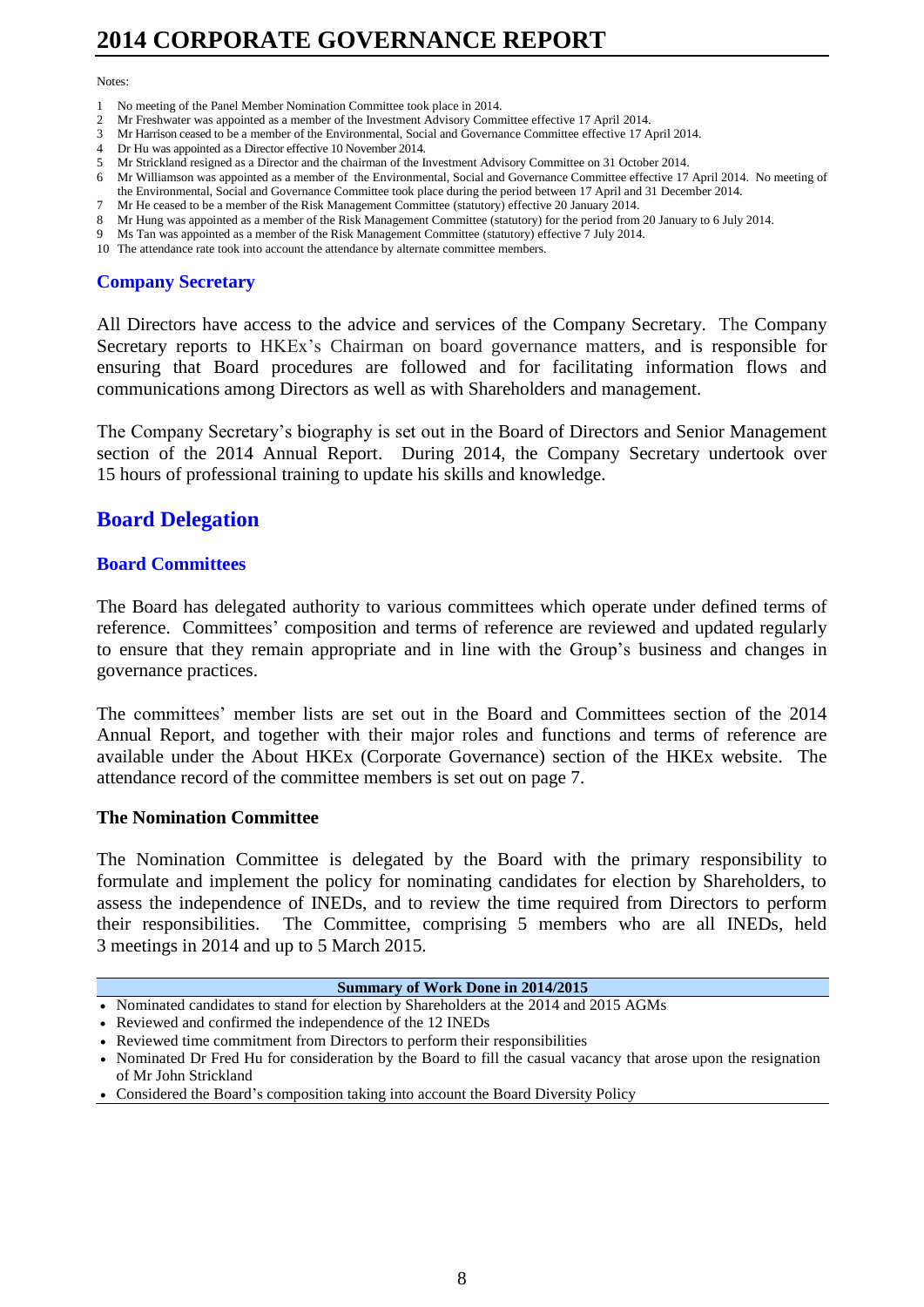Notes:

1. No meeting of the Panel Member Nomination Committee took place in 2014.
2. Mr Freshwater was appointed as a member of the Investment Advisory Committee effective 17 April 2014.
3. Mr Harrison ceased to be a member of the Environmental, Social and Governance Committee effective 17 April 2014.
4. Dr Hu was appointed as a Director effective 10 November 2014.
5. Mr Strickland resigned as a Director and the chairman of the Investment Advisory Committee on 31 October 2014.
6. Mr Williamson was appointed as a member of the Environmental, Social and Governance Committee effective 17 April 2014. No meeting of the Environmental, Social and Governance Committee took place during the period between 17 April and 31 December 2014.
7. Mr He ceased to be a member of the Risk Management Committee (statutory) effective 20 January 2014.
8. Mr Hung was appointed as a member of the Risk Management Committee (statutory) for the period from 20 January to 6 July 2014.
9. Ms Tan was appointed as a member of the Risk Management Committee (statutory) effective 7 July 2014.
10. The attendance rate took into account the attendance by alternate committee members.

### Company Secretary

All Directors have access to the advice and services of the Company Secretary. The Company Secretary reports to HKEx's Chairman on board governance matters, and is responsible for ensuring that Board procedures are followed and for facilitating information flows and communications among Directors as well as with Shareholders and management.

The Company Secretary's biography is set out in the Board of Directors and Senior Management section of the 2014 Annual Report. During 2014, the Company Secretary undertook over 15 hours of professional training to update his skills and knowledge.

## Board Delegation

### Board Committees

The Board has delegated authority to various committees which operate under defined terms of reference. Committees' composition and terms of reference are reviewed and updated regularly to ensure that they remain appropriate and in line with the Group's business and changes in governance practices.

The committees' member lists are set out in the Board and Committees section of the 2014 Annual Report, and together with their major roles and functions and terms of reference are available under the About HKEx (Corporate Governance) section of the HKEx website. The attendance record of the committee members is set out on page 7.

#### The Nomination Committee

The Nomination Committee is delegated by the Board with the primary responsibility to formulate and implement the policy for nominating candidates for election by Shareholders, to assess the independence of INEDs, and to review the time required from Directors to perform their responsibilities. The Committee, comprising 5 members who are all INEDs, held 3 meetings in 2014 and up to 5 March 2015.

| Summary of Work Done in 2014/2015 |
|---|
| • Nominated candidates to stand for election by Shareholders at the 2014 and 2015 AGMs |
| • Reviewed and confirmed the independence of the 12 INEDs |
| • Reviewed time commitment from Directors to perform their responsibilities |
| • Nominated Dr Fred Hu for consideration by the Board to fill the casual vacancy that arose upon the resignation of Mr John Strickland |
| • Considered the Board's composition taking into account the Board Diversity Policy |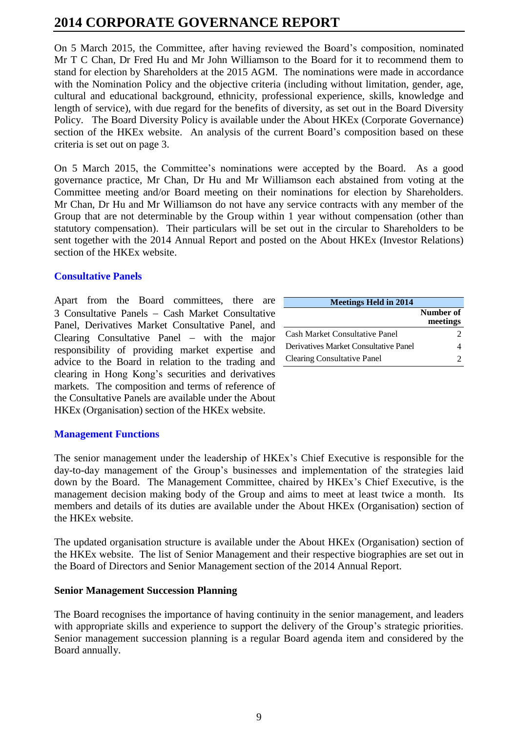On 5 March 2015, the Committee, after having reviewed the Board's composition, nominated Mr T C Chan, Dr Fred Hu and Mr John Williamson to the Board for it to recommend them to stand for election by Shareholders at the 2015 AGM. The nominations were made in accordance with the Nomination Policy and the objective criteria (including without limitation, gender, age, cultural and educational background, ethnicity, professional experience, skills, knowledge and length of service), with due regard for the benefits of diversity, as set out in the Board Diversity Policy. The Board Diversity Policy is available under the About HKEx (Corporate Governance) section of the HKEx website. An analysis of the current Board's composition based on these criteria is set out on page 3.

On 5 March 2015, the Committee's nominations were accepted by the Board. As a good governance practice, Mr Chan, Dr Hu and Mr Williamson each abstained from voting at the Committee meeting and/or Board meeting on their nominations for election by Shareholders. Mr Chan, Dr Hu and Mr Williamson do not have any service contracts with any member of the Group that are not determinable by the Group within 1 year without compensation (other than statutory compensation). Their particulars will be set out in the circular to Shareholders to be sent together with the 2014 Annual Report and posted on the About HKEx (Investor Relations) section of the HKEx website.

### Consultative Panels

Apart from the Board committees, there are 3 Consultative Panels – Cash Market Consultative Panel, Derivatives Market Consultative Panel, and Clearing Consultative Panel – with the major responsibility of providing market expertise and advice to the Board in relation to the trading and clearing in Hong Kong's securities and derivatives markets. The composition and terms of reference of the Consultative Panels are available under the About HKEx (Organisation) section of the HKEx website.

| Meetings Held in 2014 | Number of meetings |
|---|---|
| Cash Market Consultative Panel | 2 |
| Derivatives Market Consultative Panel | 4 |
| Clearing Consultative Panel | 2 |

### Management Functions

The senior management under the leadership of HKEx's Chief Executive is responsible for the day-to-day management of the Group's businesses and implementation of the strategies laid down by the Board. The Management Committee, chaired by HKEx's Chief Executive, is the management decision making body of the Group and aims to meet at least twice a month. Its members and details of its duties are available under the About HKEx (Organisation) section of the HKEx website.

The updated organisation structure is available under the About HKEx (Organisation) section of the HKEx website. The list of Senior Management and their respective biographies are set out in the Board of Directors and Senior Management section of the 2014 Annual Report.

**Senior Management Succession Planning**

The Board recognises the importance of having continuity in the senior management, and leaders with appropriate skills and experience to support the delivery of the Group's strategic priorities. Senior management succession planning is a regular Board agenda item and considered by the Board annually.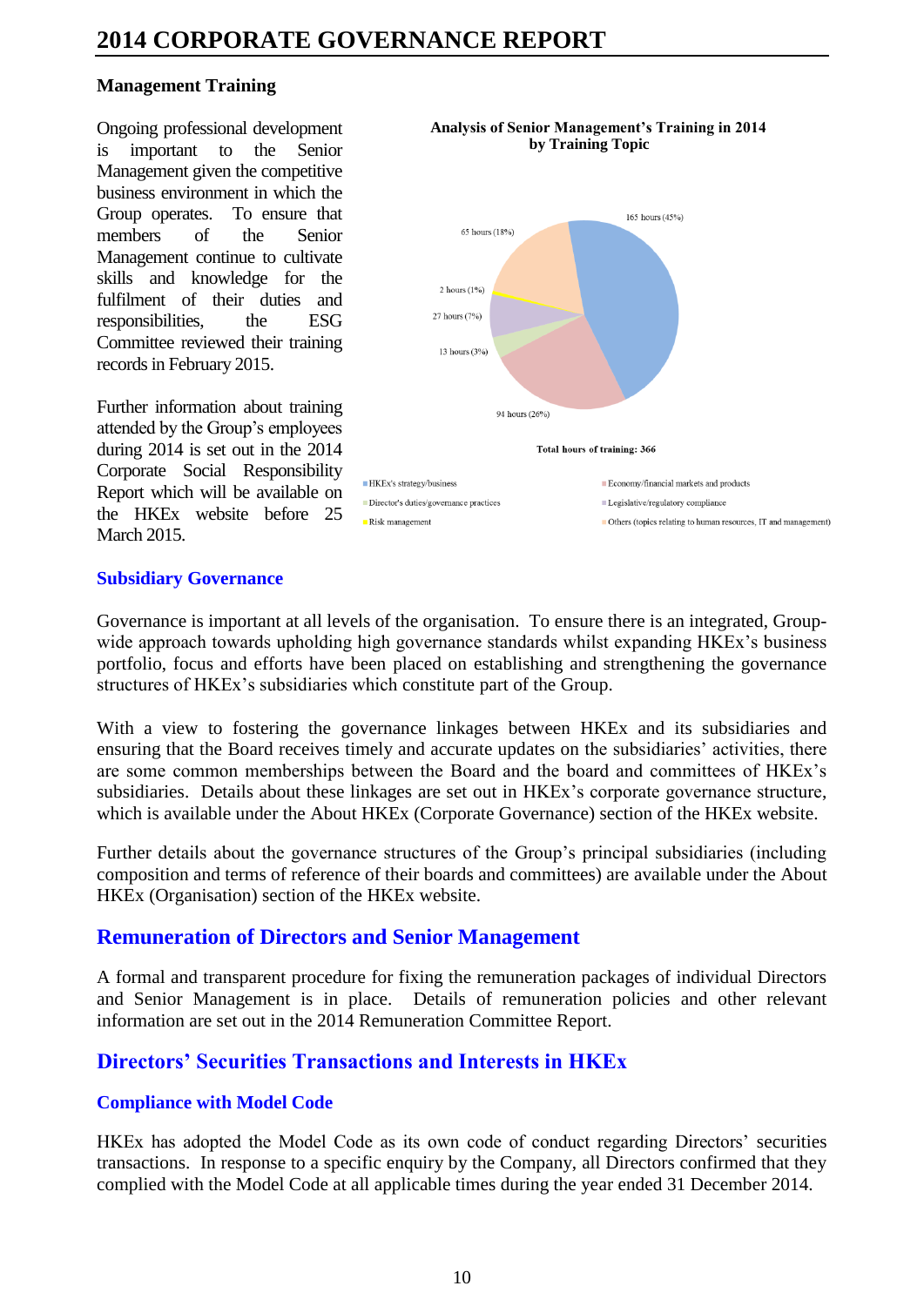### Management Training

Ongoing professional development is important to the Senior Management given the competitive business environment in which the Group operates. To ensure that members of the Senior Management continue to cultivate skills and knowledge for the fulfilment of their duties and responsibilities, the ESG Committee reviewed their training records in February 2015.

Further information about training attended by the Group's employees during 2014 is set out in the 2014 Corporate Social Responsibility Report which will be available on the HKEx website before 25 March 2015.

**Analysis of Senior Management's Training in 2014 by Training Topic**

165 hours (45%)
65 hours (18%)
2 hours (1%)
27 hours (7%)
13 hours (3%)
94 hours (26%)

**Total hours of training: 366**

- HKEx's strategy/business
- Director's duties/governance practices
- Risk management
- Economy/financial markets and products
- Legislative/regulatory compliance
- Others (topics relating to human resources, IT and management)

### Subsidiary Governance

Governance is important at all levels of the organisation. To ensure there is an integrated, Group-wide approach towards upholding high governance standards whilst expanding HKEx's business portfolio, focus and efforts have been placed on establishing and strengthening the governance structures of HKEx's subsidiaries which constitute part of the Group.

With a view to fostering the governance linkages between HKEx and its subsidiaries and ensuring that the Board receives timely and accurate updates on the subsidiaries' activities, there are some common memberships between the Board and the board and committees of HKEx's subsidiaries. Details about these linkages are set out in HKEx's corporate governance structure, which is available under the About HKEx (Corporate Governance) section of the HKEx website.

Further details about the governance structures of the Group's principal subsidiaries (including composition and terms of reference of their boards and committees) are available under the About HKEx (Organisation) section of the HKEx website.

## Remuneration of Directors and Senior Management

A formal and transparent procedure for fixing the remuneration packages of individual Directors and Senior Management is in place. Details of remuneration policies and other relevant information are set out in the 2014 Remuneration Committee Report.

## Directors' Securities Transactions and Interests in HKEx

### Compliance with Model Code

HKEx has adopted the Model Code as its own code of conduct regarding Directors' securities transactions. In response to a specific enquiry by the Company, all Directors confirmed that they complied with the Model Code at all applicable times during the year ended 31 December 2014.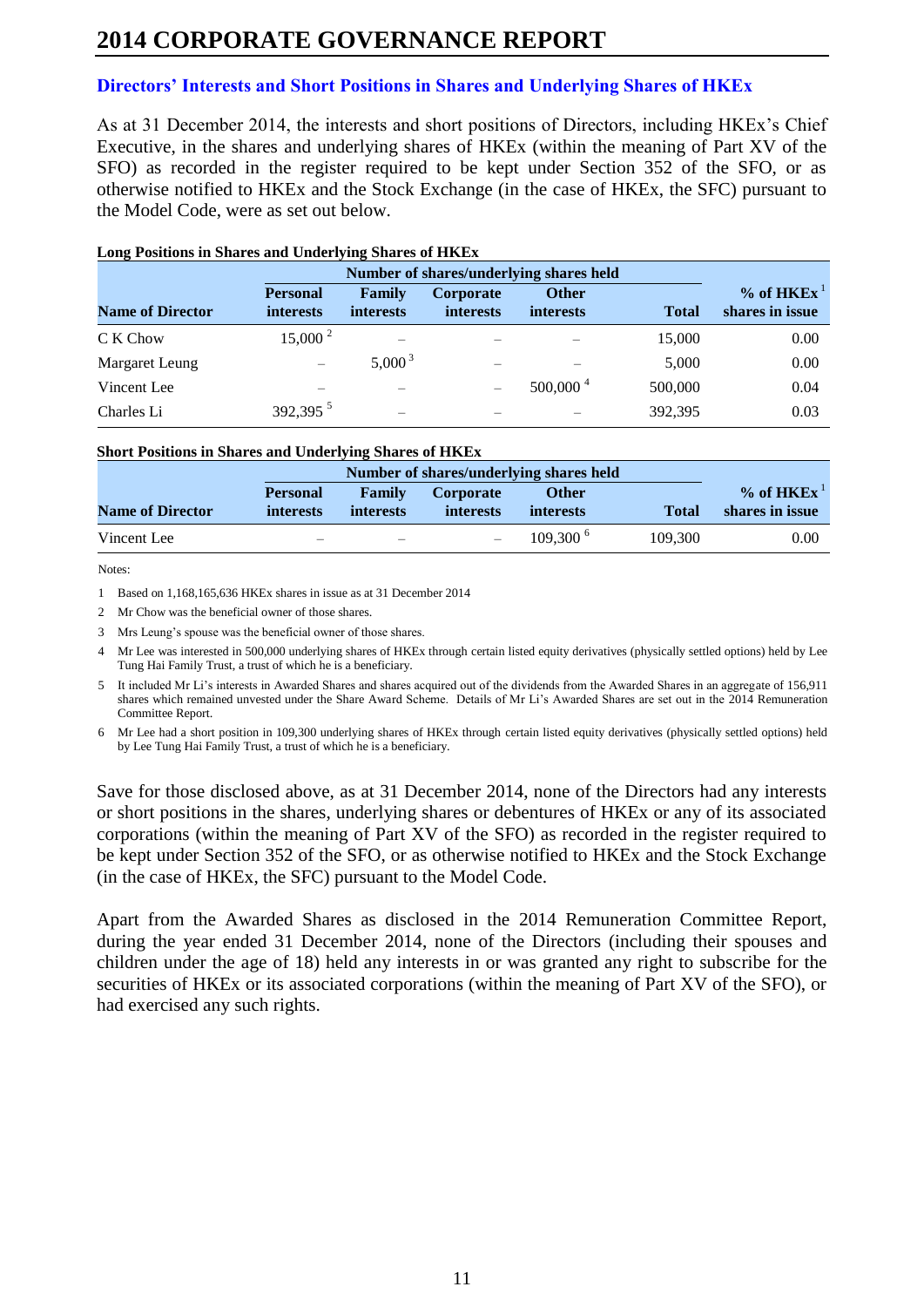# 2014 CORPORATE GOVERNANCE REPORT

## Directors' Interests and Short Positions in Shares and Underlying Shares of HKEx

As at 31 December 2014, the interests and short positions of Directors, including HKEx's Chief Executive, in the shares and underlying shares of HKEx (within the meaning of Part XV of the SFO) as recorded in the register required to be kept under Section 352 of the SFO, or as otherwise notified to HKEx and the Stock Exchange (in the case of HKEx, the SFC) pursuant to the Model Code, were as set out below.

**Long Positions in Shares and Underlying Shares of HKEx**

| | Number of shares/underlying shares held | | | | | |
|---|---|---|---|---|---|---|
| **Name of Director** | **Personal interests** | **Family interests** | **Corporate interests** | **Other interests** | **Total** | **% of HKEx [1] shares in issue** |
| C K Chow | 15,000 [2] | – | – | – | 15,000 | 0.00 |
| Margaret Leung | – | 5,000 [3] | – | – | 5,000 | 0.00 |
| Vincent Lee | – | – | – | 500,000 [4] | 500,000 | 0.04 |
| Charles Li | 392,395 [5] | – | – | – | 392,395 | 0.03 |

**Short Positions in Shares and Underlying Shares of HKEx**

| | Number of shares/underlying shares held | | | | | |
|---|---|---|---|---|---|---|
| **Name of Director** | **Personal interests** | **Family interests** | **Corporate interests** | **Other interests** | **Total** | **% of HKEx [1] shares in issue** |
| Vincent Lee | – | – | – | 109,300 [6] | 109,300 | 0.00 |

Notes:

1. Based on 1,168,165,636 HKEx shares in issue as at 31 December 2014
2. Mr Chow was the beneficial owner of those shares.
3. Mrs Leung's spouse was the beneficial owner of those shares.
4. Mr Lee was interested in 500,000 underlying shares of HKEx through certain listed equity derivatives (physically settled options) held by Lee Tung Hai Family Trust, a trust of which he is a beneficiary.
5. It included Mr Li's interests in Awarded Shares and shares acquired out of the dividends from the Awarded Shares in an aggregate of 156,911 shares which remained unvested under the Share Award Scheme. Details of Mr Li's Awarded Shares are set out in the 2014 Remuneration Committee Report.
6. Mr Lee had a short position in 109,300 underlying shares of HKEx through certain listed equity derivatives (physically settled options) held by Lee Tung Hai Family Trust, a trust of which he is a beneficiary.

Save for those disclosed above, as at 31 December 2014, none of the Directors had any interests or short positions in the shares, underlying shares or debentures of HKEx or any of its associated corporations (within the meaning of Part XV of the SFO) as recorded in the register required to be kept under Section 352 of the SFO, or as otherwise notified to HKEx and the Stock Exchange (in the case of HKEx, the SFC) pursuant to the Model Code.

Apart from the Awarded Shares as disclosed in the 2014 Remuneration Committee Report, during the year ended 31 December 2014, none of the Directors (including their spouses and children under the age of 18) held any interests in or was granted any right to subscribe for the securities of HKEx or its associated corporations (within the meaning of Part XV of the SFO), or had exercised any such rights.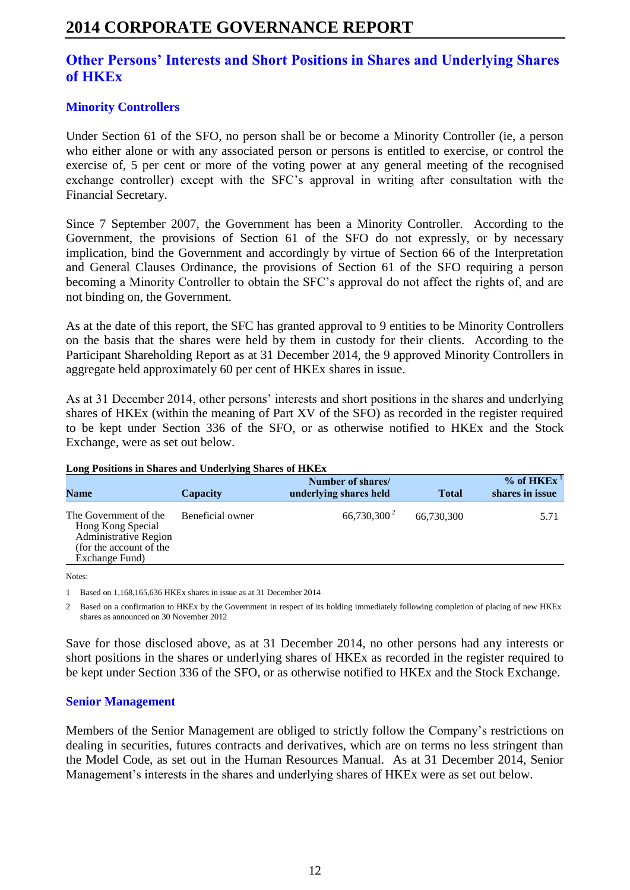## Other Persons' Interests and Short Positions in Shares and Underlying Shares of HKEx

### Minority Controllers

Under Section 61 of the SFO, no person shall be or become a Minority Controller (ie, a person who either alone or with any associated person or persons is entitled to exercise, or control the exercise of, 5 per cent or more of the voting power at any general meeting of the recognised exchange controller) except with the SFC's approval in writing after consultation with the Financial Secretary.

Since 7 September 2007, the Government has been a Minority Controller. According to the Government, the provisions of Section 61 of the SFO do not expressly, or by necessary implication, bind the Government and accordingly by virtue of Section 66 of the Interpretation and General Clauses Ordinance, the provisions of Section 61 of the SFO requiring a person becoming a Minority Controller to obtain the SFC's approval do not affect the rights of, and are not binding on, the Government.

As at the date of this report, the SFC has granted approval to 9 entities to be Minority Controllers on the basis that the shares were held by them in custody for their clients. According to the Participant Shareholding Report as at 31 December 2014, the 9 approved Minority Controllers in aggregate held approximately 60 per cent of HKEx shares in issue.

As at 31 December 2014, other persons' interests and short positions in the shares and underlying shares of HKEx (within the meaning of Part XV of the SFO) as recorded in the register required to be kept under Section 336 of the SFO, or as otherwise notified to HKEx and the Stock Exchange, were as set out below.

**Long Positions in Shares and Underlying Shares of HKEx**

| Name | Capacity | Number of shares/ underlying shares held | Total | % of HKEx [1] shares in issue |
|---|---|---|---|---|
| The Government of the Hong Kong Special Administrative Region (for the account of the Exchange Fund) | Beneficial owner | 66,730,300 [2] | 66,730,300 | 5.71 |

Notes:

1 Based on 1,168,165,636 HKEx shares in issue as at 31 December 2014

2 Based on a confirmation to HKEx by the Government in respect of its holding immediately following completion of placing of new HKEx shares as announced on 30 November 2012

Save for those disclosed above, as at 31 December 2014, no other persons had any interests or short positions in the shares or underlying shares of HKEx as recorded in the register required to be kept under Section 336 of the SFO, or as otherwise notified to HKEx and the Stock Exchange.

### Senior Management

Members of the Senior Management are obliged to strictly follow the Company's restrictions on dealing in securities, futures contracts and derivatives, which are on terms no less stringent than the Model Code, as set out in the Human Resources Manual. As at 31 December 2014, Senior Management's interests in the shares and underlying shares of HKEx were as set out below.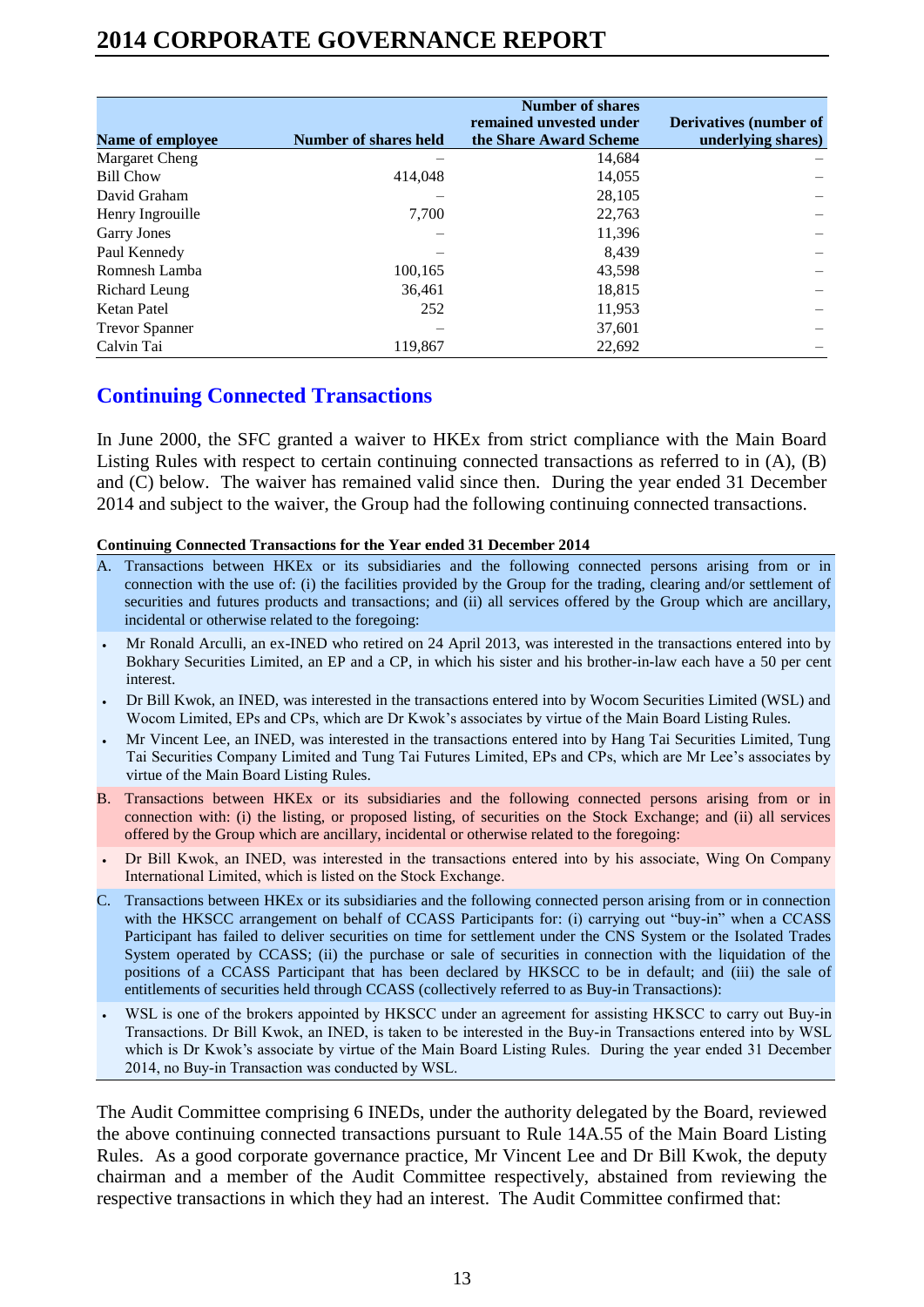| Name of employee | Number of shares held | Number of shares remained unvested under the Share Award Scheme | Derivatives (number of underlying shares) |
|---|---|---|---|
| Margaret Cheng | – | 14,684 | – |
| Bill Chow | 414,048 | 14,055 | – |
| David Graham | – | 28,105 | – |
| Henry Ingrouille | 7,700 | 22,763 | – |
| Garry Jones | – | 11,396 | – |
| Paul Kennedy | – | 8,439 | – |
| Romnesh Lamba | 100,165 | 43,598 | – |
| Richard Leung | 36,461 | 18,815 | – |
| Ketan Patel | 252 | 11,953 | – |
| Trevor Spanner | – | 37,601 | – |
| Calvin Tai | 119,867 | 22,692 | – |

## Continuing Connected Transactions

In June 2000, the SFC granted a waiver to HKEx from strict compliance with the Main Board Listing Rules with respect to certain continuing connected transactions as referred to in (A), (B) and (C) below. The waiver has remained valid since then. During the year ended 31 December 2014 and subject to the waiver, the Group had the following continuing connected transactions.

**Continuing Connected Transactions for the Year ended 31 December 2014**

A. Transactions between HKEx or its subsidiaries and the following connected persons arising from or in connection with the use of: (i) the facilities provided by the Group for the trading, clearing and/or settlement of securities and futures products and transactions; and (ii) all services offered by the Group which are ancillary, incidental or otherwise related to the foregoing:

- Mr Ronald Arculli, an ex-INED who retired on 24 April 2013, was interested in the transactions entered into by Bokhary Securities Limited, an EP and a CP, in which his sister and his brother-in-law each have a 50 per cent interest.
- Dr Bill Kwok, an INED, was interested in the transactions entered into by Wocom Securities Limited (WSL) and Wocom Limited, EPs and CPs, which are Dr Kwok's associates by virtue of the Main Board Listing Rules.
- Mr Vincent Lee, an INED, was interested in the transactions entered into by Hang Tai Securities Limited, Tung Tai Securities Company Limited and Tung Tai Futures Limited, EPs and CPs, which are Mr Lee's associates by virtue of the Main Board Listing Rules.

B. Transactions between HKEx or its subsidiaries and the following connected persons arising from or in connection with: (i) the listing, or proposed listing, of securities on the Stock Exchange; and (ii) all services offered by the Group which are ancillary, incidental or otherwise related to the foregoing:

- Dr Bill Kwok, an INED, was interested in the transactions entered into by his associate, Wing On Company International Limited, which is listed on the Stock Exchange.

C. Transactions between HKEx or its subsidiaries and the following connected person arising from or in connection with the HKSCC arrangement on behalf of CCASS Participants for: (i) carrying out "buy-in" when a CCASS Participant has failed to deliver securities on time for settlement under the CNS System or the Isolated Trades System operated by CCASS; (ii) the purchase or sale of securities in connection with the liquidation of the positions of a CCASS Participant that has been declared by HKSCC to be in default; and (iii) the sale of entitlements of securities held through CCASS (collectively referred to as Buy-in Transactions):

- WSL is one of the brokers appointed by HKSCC under an agreement for assisting HKSCC to carry out Buy-in Transactions. Dr Bill Kwok, an INED, is taken to be interested in the Buy-in Transactions entered into by WSL which is Dr Kwok's associate by virtue of the Main Board Listing Rules. During the year ended 31 December 2014, no Buy-in Transaction was conducted by WSL.

The Audit Committee comprising 6 INEDs, under the authority delegated by the Board, reviewed the above continuing connected transactions pursuant to Rule 14A.55 of the Main Board Listing Rules. As a good corporate governance practice, Mr Vincent Lee and Dr Bill Kwok, the deputy chairman and a member of the Audit Committee respectively, abstained from reviewing the respective transactions in which they had an interest. The Audit Committee confirmed that: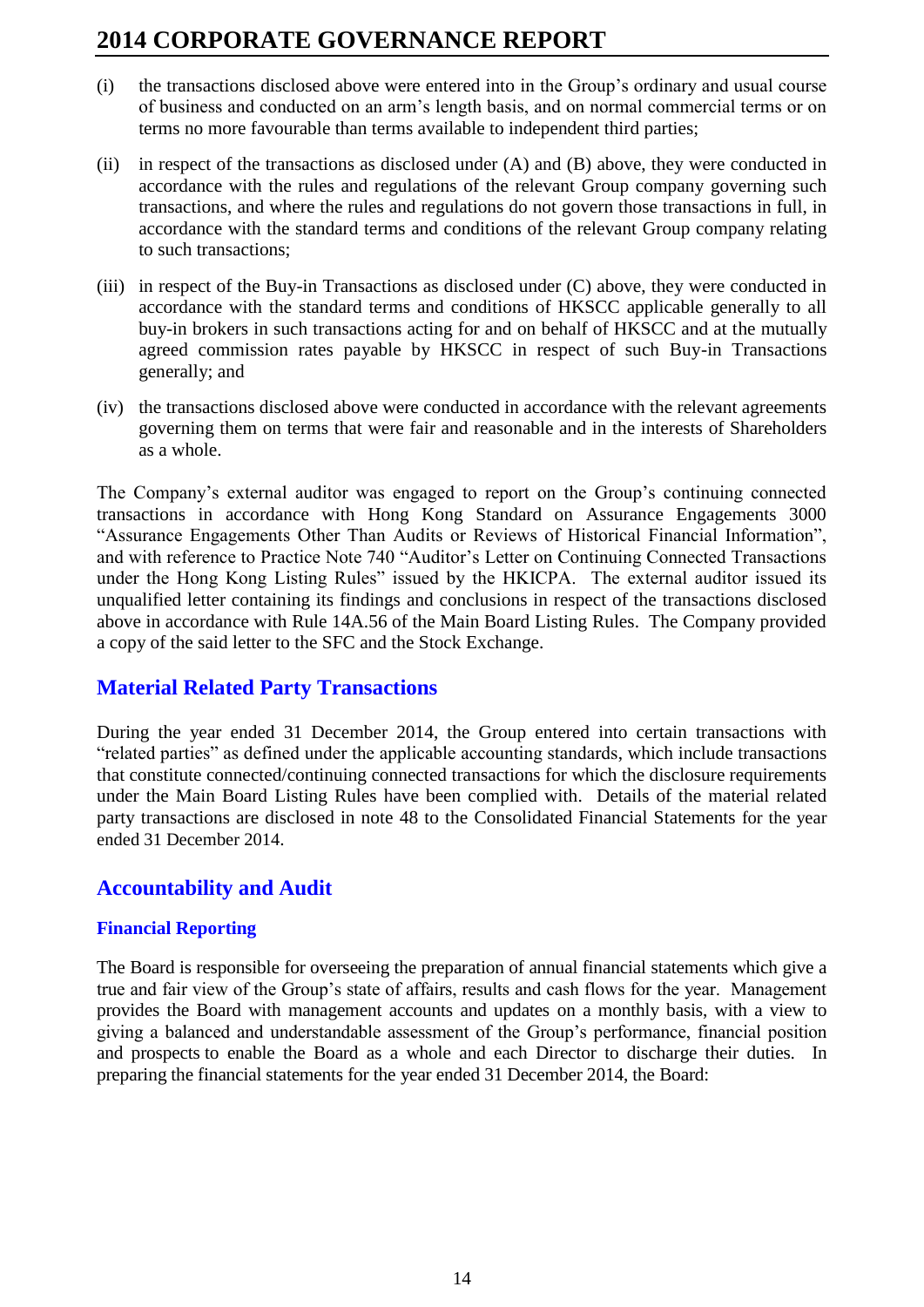(i) the transactions disclosed above were entered into in the Group's ordinary and usual course of business and conducted on an arm's length basis, and on normal commercial terms or on terms no more favourable than terms available to independent third parties;

(ii) in respect of the transactions as disclosed under (A) and (B) above, they were conducted in accordance with the rules and regulations of the relevant Group company governing such transactions, and where the rules and regulations do not govern those transactions in full, in accordance with the standard terms and conditions of the relevant Group company relating to such transactions;

(iii) in respect of the Buy-in Transactions as disclosed under (C) above, they were conducted in accordance with the standard terms and conditions of HKSCC applicable generally to all buy-in brokers in such transactions acting for and on behalf of HKSCC and at the mutually agreed commission rates payable by HKSCC in respect of such Buy-in Transactions generally; and

(iv) the transactions disclosed above were conducted in accordance with the relevant agreements governing them on terms that were fair and reasonable and in the interests of Shareholders as a whole.

The Company's external auditor was engaged to report on the Group's continuing connected transactions in accordance with Hong Kong Standard on Assurance Engagements 3000 "Assurance Engagements Other Than Audits or Reviews of Historical Financial Information", and with reference to Practice Note 740 "Auditor's Letter on Continuing Connected Transactions under the Hong Kong Listing Rules" issued by the HKICPA. The external auditor issued its unqualified letter containing its findings and conclusions in respect of the transactions disclosed above in accordance with Rule 14A.56 of the Main Board Listing Rules. The Company provided a copy of the said letter to the SFC and the Stock Exchange.

## Material Related Party Transactions

During the year ended 31 December 2014, the Group entered into certain transactions with "related parties" as defined under the applicable accounting standards, which include transactions that constitute connected/continuing connected transactions for which the disclosure requirements under the Main Board Listing Rules have been complied with. Details of the material related party transactions are disclosed in note 48 to the Consolidated Financial Statements for the year ended 31 December 2014.

## Accountability and Audit

### Financial Reporting

The Board is responsible for overseeing the preparation of annual financial statements which give a true and fair view of the Group's state of affairs, results and cash flows for the year. Management provides the Board with management accounts and updates on a monthly basis, with a view to giving a balanced and understandable assessment of the Group's performance, financial position and prospects to enable the Board as a whole and each Director to discharge their duties. In preparing the financial statements for the year ended 31 December 2014, the Board: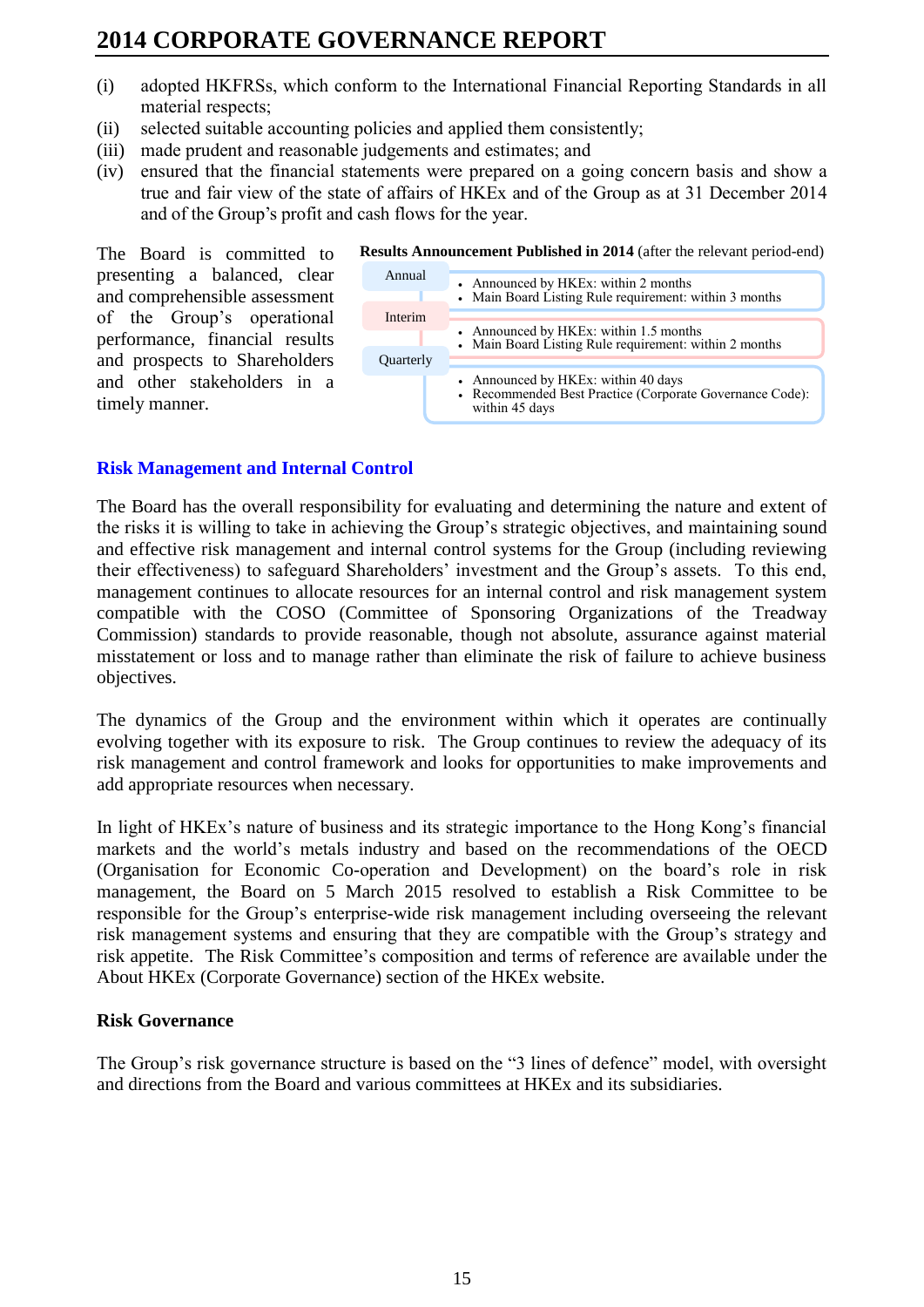(i) adopted HKFRSs, which conform to the International Financial Reporting Standards in all material respects;
(ii) selected suitable accounting policies and applied them consistently;
(iii) made prudent and reasonable judgements and estimates; and
(iv) ensured that the financial statements were prepared on a going concern basis and show a true and fair view of the state of affairs of HKEx and of the Group as at 31 December 2014 and of the Group's profit and cash flows for the year.

The Board is committed to presenting a balanced, clear and comprehensible assessment of the Group's operational performance, financial results and prospects to Shareholders and other stakeholders in a timely manner.

**Results Announcement Published in 2014** (after the relevant period-end)

| | |
|---|---|
| Annual | • Announced by HKEx: within 2 months<br>• Main Board Listing Rule requirement: within 3 months |
| Interim | • Announced by HKEx: within 1.5 months<br>• Main Board Listing Rule requirement: within 2 months |
| Quarterly | • Announced by HKEx: within 40 days<br>• Recommended Best Practice (Corporate Governance Code): within 45 days |

## Risk Management and Internal Control

The Board has the overall responsibility for evaluating and determining the nature and extent of the risks it is willing to take in achieving the Group's strategic objectives, and maintaining sound and effective risk management and internal control systems for the Group (including reviewing their effectiveness) to safeguard Shareholders' investment and the Group's assets. To this end, management continues to allocate resources for an internal control and risk management system compatible with the COSO (Committee of Sponsoring Organizations of the Treadway Commission) standards to provide reasonable, though not absolute, assurance against material misstatement or loss and to manage rather than eliminate the risk of failure to achieve business objectives.

The dynamics of the Group and the environment within which it operates are continually evolving together with its exposure to risk. The Group continues to review the adequacy of its risk management and control framework and looks for opportunities to make improvements and add appropriate resources when necessary.

In light of HKEx's nature of business and its strategic importance to the Hong Kong's financial markets and the world's metals industry and based on the recommendations of the OECD (Organisation for Economic Co-operation and Development) on the board's role in risk management, the Board on 5 March 2015 resolved to establish a Risk Committee to be responsible for the Group's enterprise-wide risk management including overseeing the relevant risk management systems and ensuring that they are compatible with the Group's strategy and risk appetite. The Risk Committee's composition and terms of reference are available under the About HKEx (Corporate Governance) section of the HKEx website.

### Risk Governance

The Group's risk governance structure is based on the "3 lines of defence" model, with oversight and directions from the Board and various committees at HKEx and its subsidiaries.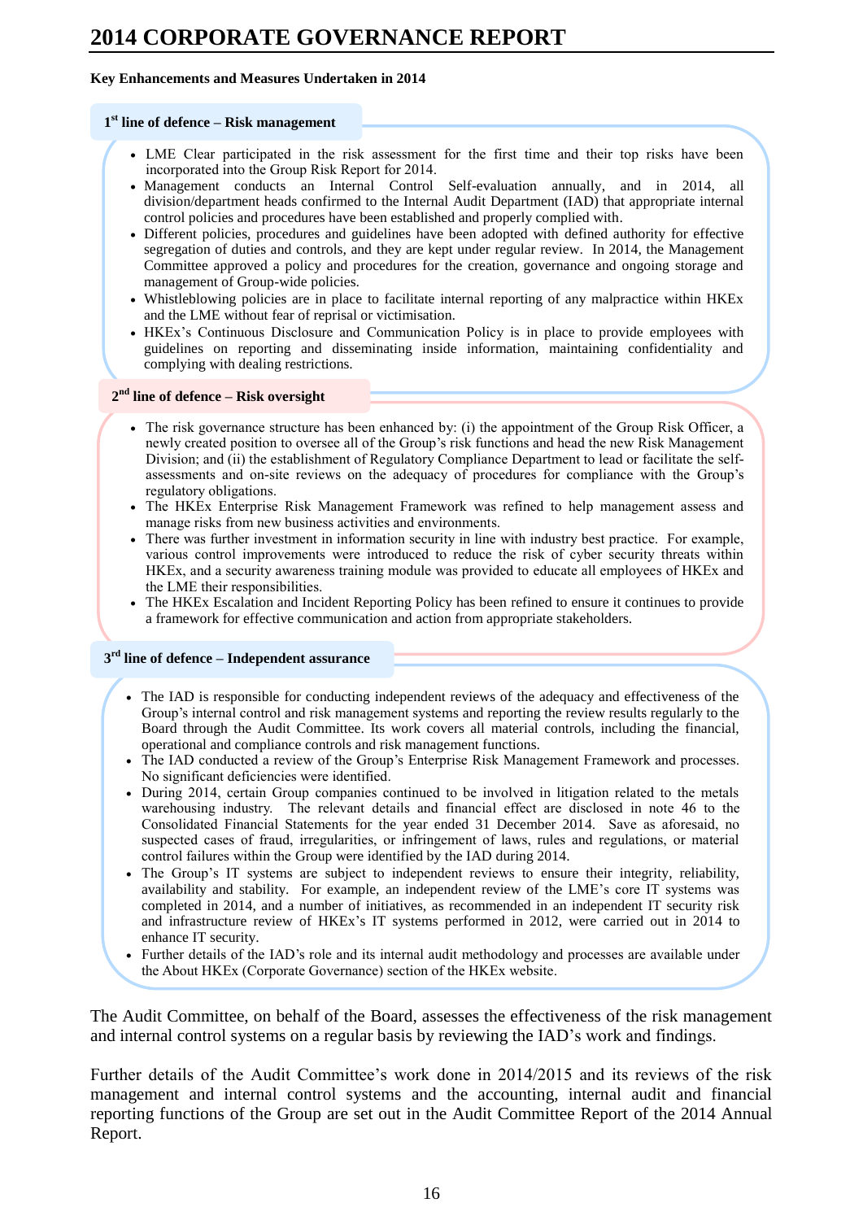**Key Enhancements and Measures Undertaken in 2014**

**1st line of defence – Risk management**

- LME Clear participated in the risk assessment for the first time and their top risks have been incorporated into the Group Risk Report for 2014.
- Management conducts an Internal Control Self-evaluation annually, and in 2014, all division/department heads confirmed to the Internal Audit Department (IAD) that appropriate internal control policies and procedures have been established and properly complied with.
- Different policies, procedures and guidelines have been adopted with defined authority for effective segregation of duties and controls, and they are kept under regular review. In 2014, the Management Committee approved a policy and procedures for the creation, governance and ongoing storage and management of Group-wide policies.
- Whistleblowing policies are in place to facilitate internal reporting of any malpractice within HKEx and the LME without fear of reprisal or victimisation.
- HKEx's Continuous Disclosure and Communication Policy is in place to provide employees with guidelines on reporting and disseminating inside information, maintaining confidentiality and complying with dealing restrictions.

**2nd line of defence – Risk oversight**

- The risk governance structure has been enhanced by: (i) the appointment of the Group Risk Officer, a newly created position to oversee all of the Group's risk functions and head the new Risk Management Division; and (ii) the establishment of Regulatory Compliance Department to lead or facilitate the self-assessments and on-site reviews on the adequacy of procedures for compliance with the Group's regulatory obligations.
- The HKEx Enterprise Risk Management Framework was refined to help management assess and manage risks from new business activities and environments.
- There was further investment in information security in line with industry best practice. For example, various control improvements were introduced to reduce the risk of cyber security threats within HKEx, and a security awareness training module was provided to educate all employees of HKEx and the LME their responsibilities.
- The HKEx Escalation and Incident Reporting Policy has been refined to ensure it continues to provide a framework for effective communication and action from appropriate stakeholders.

**3rd line of defence – Independent assurance**

- The IAD is responsible for conducting independent reviews of the adequacy and effectiveness of the Group's internal control and risk management systems and reporting the review results regularly to the Board through the Audit Committee. Its work covers all material controls, including the financial, operational and compliance controls and risk management functions.
- The IAD conducted a review of the Group's Enterprise Risk Management Framework and processes. No significant deficiencies were identified.
- During 2014, certain Group companies continued to be involved in litigation related to the metals warehousing industry. The relevant details and financial effect are disclosed in note 46 to the Consolidated Financial Statements for the year ended 31 December 2014. Save as aforesaid, no suspected cases of fraud, irregularities, or infringement of laws, rules and regulations, or material control failures within the Group were identified by the IAD during 2014.
- The Group's IT systems are subject to independent reviews to ensure their integrity, reliability, availability and stability. For example, an independent review of the LME's core IT systems was completed in 2014, and a number of initiatives, as recommended in an independent IT security risk and infrastructure review of HKEx's IT systems performed in 2012, were carried out in 2014 to enhance IT security.
- Further details of the IAD's role and its internal audit methodology and processes are available under the About HKEx (Corporate Governance) section of the HKEx website.

The Audit Committee, on behalf of the Board, assesses the effectiveness of the risk management and internal control systems on a regular basis by reviewing the IAD's work and findings.

Further details of the Audit Committee's work done in 2014/2015 and its reviews of the risk management and internal control systems and the accounting, internal audit and financial reporting functions of the Group are set out in the Audit Committee Report of the 2014 Annual Report.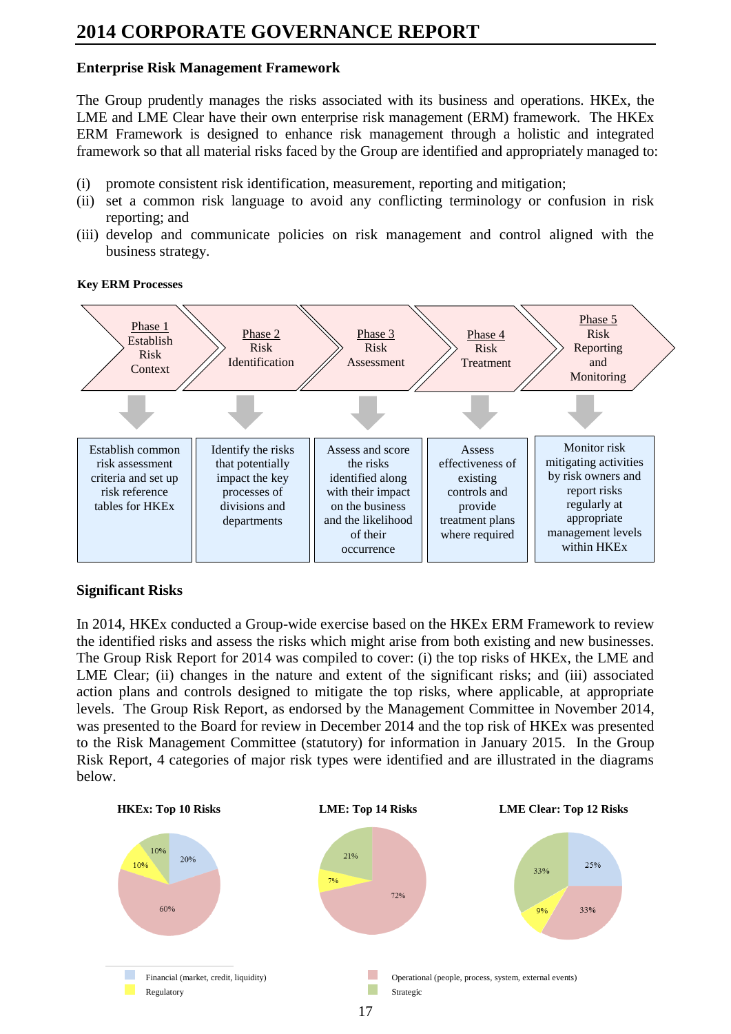# 2014 CORPORATE GOVERNANCE REPORT

**Enterprise Risk Management Framework**

The Group prudently manages the risks associated with its business and operations. HKEx, the LME and LME Clear have their own enterprise risk management (ERM) framework. The HKEx ERM Framework is designed to enhance risk management through a holistic and integrated framework so that all material risks faced by the Group are identified and appropriately managed to:

(i) promote consistent risk identification, measurement, reporting and mitigation;
(ii) set a common risk language to avoid any conflicting terminology or confusion in risk reporting; and
(iii) develop and communicate policies on risk management and control aligned with the business strategy.

**Key ERM Processes**

| Phase 1 Establish Risk Context | Phase 2 Risk Identification | Phase 3 Risk Assessment | Phase 4 Risk Treatment | Phase 5 Risk Reporting and Monitoring |
|---|---|---|---|---|
| Establish common risk assessment criteria and set up risk reference tables for HKEx | Identify the risks that potentially impact the key processes of divisions and departments | Assess and score the risks identified along with their impact on the business and the likelihood of their occurrence | Assess effectiveness of existing controls and provide treatment plans where required | Monitor risk mitigating activities by risk owners and report risks regularly at appropriate management levels within HKEx |

**Significant Risks**

In 2014, HKEx conducted a Group-wide exercise based on the HKEx ERM Framework to review the identified risks and assess the risks which might arise from both existing and new businesses. The Group Risk Report for 2014 was compiled to cover: (i) the top risks of HKEx, the LME and LME Clear; (ii) changes in the nature and extent of the significant risks; and (iii) associated action plans and controls designed to mitigate the top risks, where applicable, at appropriate levels. The Group Risk Report, as endorsed by the Management Committee in November 2014, was presented to the Board for review in December 2014 and the top risk of HKEx was presented to the Risk Management Committee (statutory) for information in January 2015. In the Group Risk Report, 4 categories of major risk types were identified and are illustrated in the diagrams below.

| Risk type | HKEx: Top 10 Risks | LME: Top 14 Risks | LME Clear: Top 12 Risks |
|---|---|---|---|
| Financial (market, credit, liquidity) | 20% | – | 25% |
| Operational (people, process, system, external events) | 60% | 72% | 33% |
| Regulatory | 10% | 7% | 9% |
| Strategic | 10% | 21% | 33% |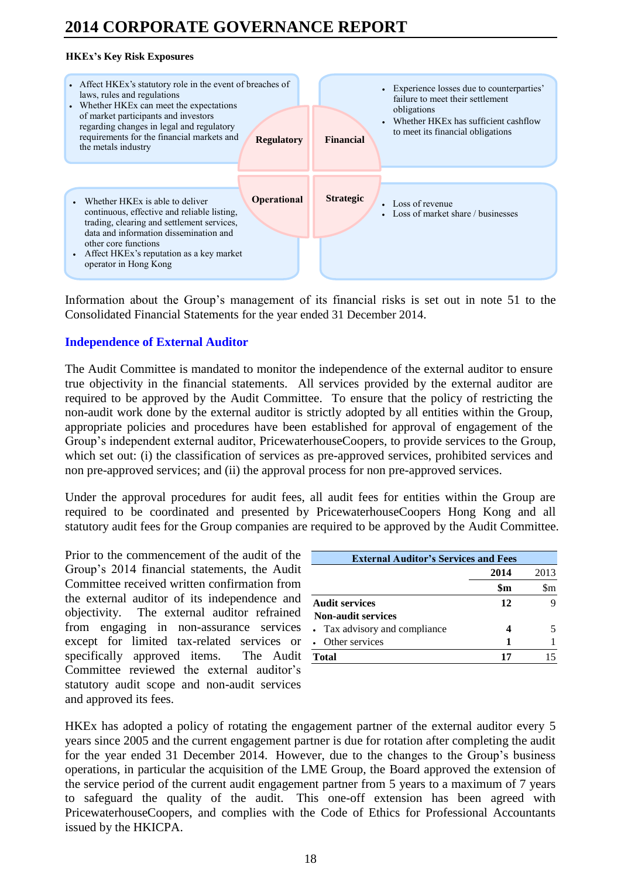**HKEx's Key Risk Exposures**

**Regulatory**

- Affect HKEx's statutory role in the event of breaches of laws, rules and regulations
- Whether HKEx can meet the expectations of market participants and investors regarding changes in legal and regulatory requirements for the financial markets and the metals industry

**Financial**

- Experience losses due to counterparties' failure to meet their settlement obligations
- Whether HKEx has sufficient cashflow to meet its financial obligations

**Operational**

- Whether HKEx is able to deliver continuous, effective and reliable listing, trading, clearing and settlement services, data and information dissemination and other core functions
- Affect HKEx's reputation as a key market operator in Hong Kong

**Strategic**

- Loss of revenue
- Loss of market share / businesses

Information about the Group's management of its financial risks is set out in note 51 to the Consolidated Financial Statements for the year ended 31 December 2014.

## Independence of External Auditor

The Audit Committee is mandated to monitor the independence of the external auditor to ensure true objectivity in the financial statements. All services provided by the external auditor are required to be approved by the Audit Committee. To ensure that the policy of restricting the non-audit work done by the external auditor is strictly adopted by all entities within the Group, appropriate policies and procedures have been established for approval of engagement of the Group's independent external auditor, PricewaterhouseCoopers, to provide services to the Group, which set out: (i) the classification of services as pre-approved services, prohibited services and non pre-approved services; and (ii) the approval process for non pre-approved services.

Under the approval procedures for audit fees, all audit fees for entities within the Group are required to be coordinated and presented by PricewaterhouseCoopers Hong Kong and all statutory audit fees for the Group companies are required to be approved by the Audit Committee.

Prior to the commencement of the audit of the Group's 2014 financial statements, the Audit Committee received written confirmation from the external auditor of its independence and objectivity. The external auditor refrained from engaging in non-assurance services except for limited tax-related services or specifically approved items. The Audit Committee reviewed the external auditor's statutory audit scope and non-audit services and approved its fees.

| External Auditor's Services and Fees | | |
|---|---|---|
| | **2014** | 2013 |
| | **$m** | $m |
| **Audit services** | **12** | 9 |
| **Non-audit services** | | |
| • Tax advisory and compliance | **4** | 5 |
| • Other services | **1** | 1 |
| **Total** | **17** | 15 |

HKEx has adopted a policy of rotating the engagement partner of the external auditor every 5 years since 2005 and the current engagement partner is due for rotation after completing the audit for the year ended 31 December 2014. However, due to the changes to the Group's business operations, in particular the acquisition of the LME Group, the Board approved the extension of the service period of the current audit engagement partner from 5 years to a maximum of 7 years to safeguard the quality of the audit. This one-off extension has been agreed with PricewaterhouseCoopers, and complies with the Code of Ethics for Professional Accountants issued by the HKICPA.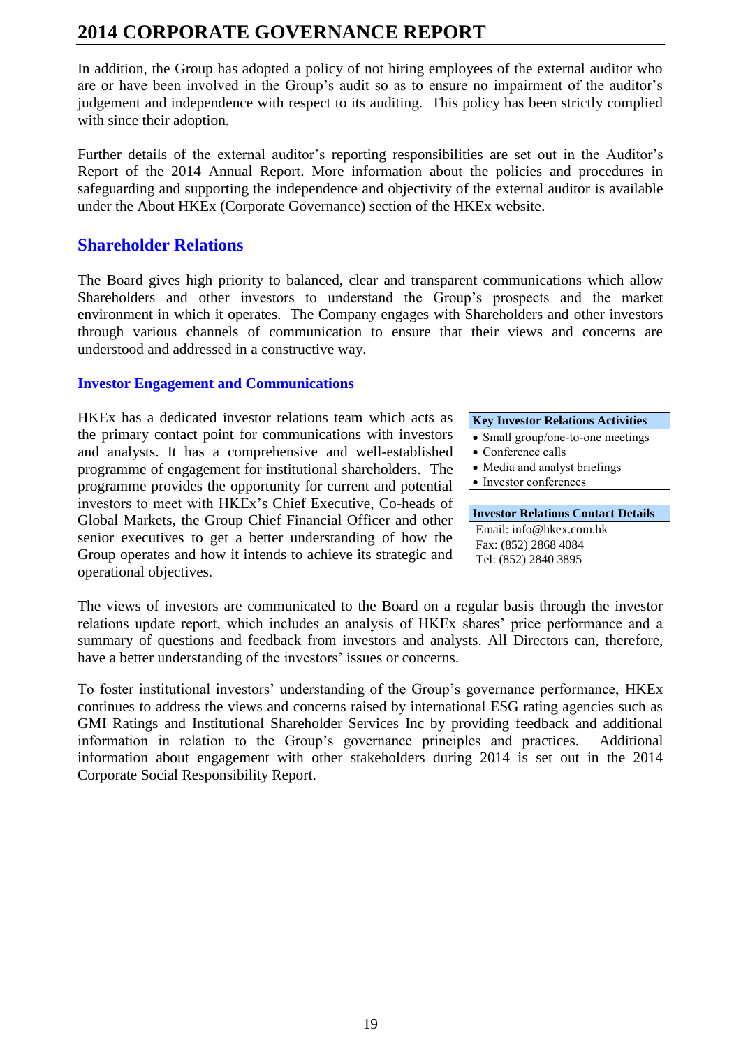In addition, the Group has adopted a policy of not hiring employees of the external auditor who are or have been involved in the Group's audit so as to ensure no impairment of the auditor's judgement and independence with respect to its auditing. This policy has been strictly complied with since their adoption.

Further details of the external auditor's reporting responsibilities are set out in the Auditor's Report of the 2014 Annual Report. More information about the policies and procedures in safeguarding and supporting the independence and objectivity of the external auditor is available under the About HKEx (Corporate Governance) section of the HKEx website.

## Shareholder Relations

The Board gives high priority to balanced, clear and transparent communications which allow Shareholders and other investors to understand the Group's prospects and the market environment in which it operates. The Company engages with Shareholders and other investors through various channels of communication to ensure that their views and concerns are understood and addressed in a constructive way.

### Investor Engagement and Communications

HKEx has a dedicated investor relations team which acts as the primary contact point for communications with investors and analysts. It has a comprehensive and well-established programme of engagement for institutional shareholders. The programme provides the opportunity for current and potential investors to meet with HKEx's Chief Executive, Co-heads of Global Markets, the Group Chief Financial Officer and other senior executives to get a better understanding of how the Group operates and how it intends to achieve its strategic and operational objectives.

**Key Investor Relations Activities**

- Small group/one-to-one meetings
- Conference calls
- Media and analyst briefings
- Investor conferences

**Investor Relations Contact Details**

Email: info@hkex.com.hk
Fax: (852) 2868 4084
Tel: (852) 2840 3895

The views of investors are communicated to the Board on a regular basis through the investor relations update report, which includes an analysis of HKEx shares' price performance and a summary of questions and feedback from investors and analysts. All Directors can, therefore, have a better understanding of the investors' issues or concerns.

To foster institutional investors' understanding of the Group's governance performance, HKEx continues to address the views and concerns raised by international ESG rating agencies such as GMI Ratings and Institutional Shareholder Services Inc by providing feedback and additional information in relation to the Group's governance principles and practices. Additional information about engagement with other stakeholders during 2014 is set out in the 2014 Corporate Social Responsibility Report.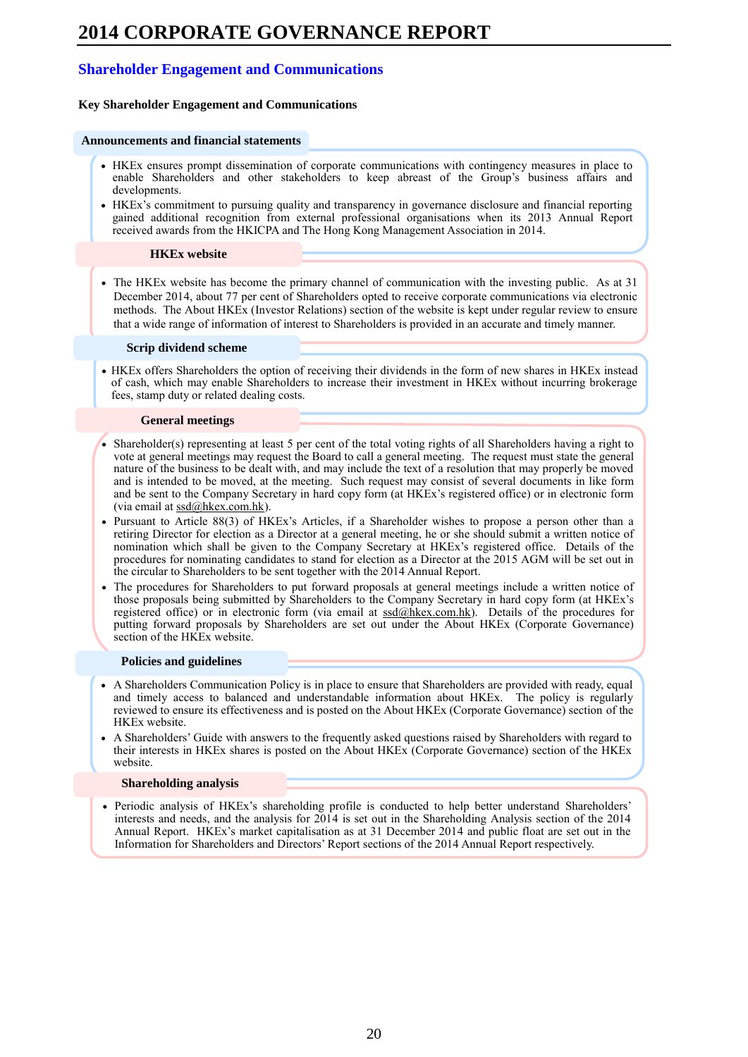## Shareholder Engagement and Communications

**Key Shareholder Engagement and Communications**

### Announcements and financial statements

- HKEx ensures prompt dissemination of corporate communications with contingency measures in place to enable Shareholders and other stakeholders to keep abreast of the Group's business affairs and developments.
- HKEx's commitment to pursuing quality and transparency in governance disclosure and financial reporting gained additional recognition from external professional organisations when its 2013 Annual Report received awards from the HKICPA and The Hong Kong Management Association in 2014.

### HKEx website

- The HKEx website has become the primary channel of communication with the investing public. As at 31 December 2014, about 77 per cent of Shareholders opted to receive corporate communications via electronic methods. The About HKEx (Investor Relations) section of the website is kept under regular review to ensure that a wide range of information of interest to Shareholders is provided in an accurate and timely manner.

### Scrip dividend scheme

- HKEx offers Shareholders the option of receiving their dividends in the form of new shares in HKEx instead of cash, which may enable Shareholders to increase their investment in HKEx without incurring brokerage fees, stamp duty or related dealing costs.

### General meetings

- Shareholder(s) representing at least 5 per cent of the total voting rights of all Shareholders having a right to vote at general meetings may request the Board to call a general meeting. The request must state the general nature of the business to be dealt with, and may include the text of a resolution that may properly be moved and is intended to be moved, at the meeting. Such request may consist of several documents in like form and be sent to the Company Secretary in hard copy form (at HKEx's registered office) or in electronic form (via email at ssd@hkex.com.hk).
- Pursuant to Article 88(3) of HKEx's Articles, if a Shareholder wishes to propose a person other than a retiring Director for election as a Director at a general meeting, he or she should submit a written notice of nomination which shall be given to the Company Secretary at HKEx's registered office. Details of the procedures for nominating candidates to stand for election as a Director at the 2015 AGM will be set out in the circular to Shareholders to be sent together with the 2014 Annual Report.
- The procedures for Shareholders to put forward proposals at general meetings include a written notice of those proposals being submitted by Shareholders to the Company Secretary in hard copy form (at HKEx's registered office) or in electronic form (via email at ssd@hkex.com.hk). Details of the procedures for putting forward proposals by Shareholders are set out under the About HKEx (Corporate Governance) section of the HKEx website.

### Policies and guidelines

- A Shareholders Communication Policy is in place to ensure that Shareholders are provided with ready, equal and timely access to balanced and understandable information about HKEx. The policy is regularly reviewed to ensure its effectiveness and is posted on the About HKEx (Corporate Governance) section of the HKEx website.
- A Shareholders' Guide with answers to the frequently asked questions raised by Shareholders with regard to their interests in HKEx shares is posted on the About HKEx (Corporate Governance) section of the HKEx website.

### Shareholding analysis

- Periodic analysis of HKEx's shareholding profile is conducted to help better understand Shareholders' interests and needs, and the analysis for 2014 is set out in the Shareholding Analysis section of the 2014 Annual Report. HKEx's market capitalisation as at 31 December 2014 and public float are set out in the Information for Shareholders and Directors' Report sections of the 2014 Annual Report respectively.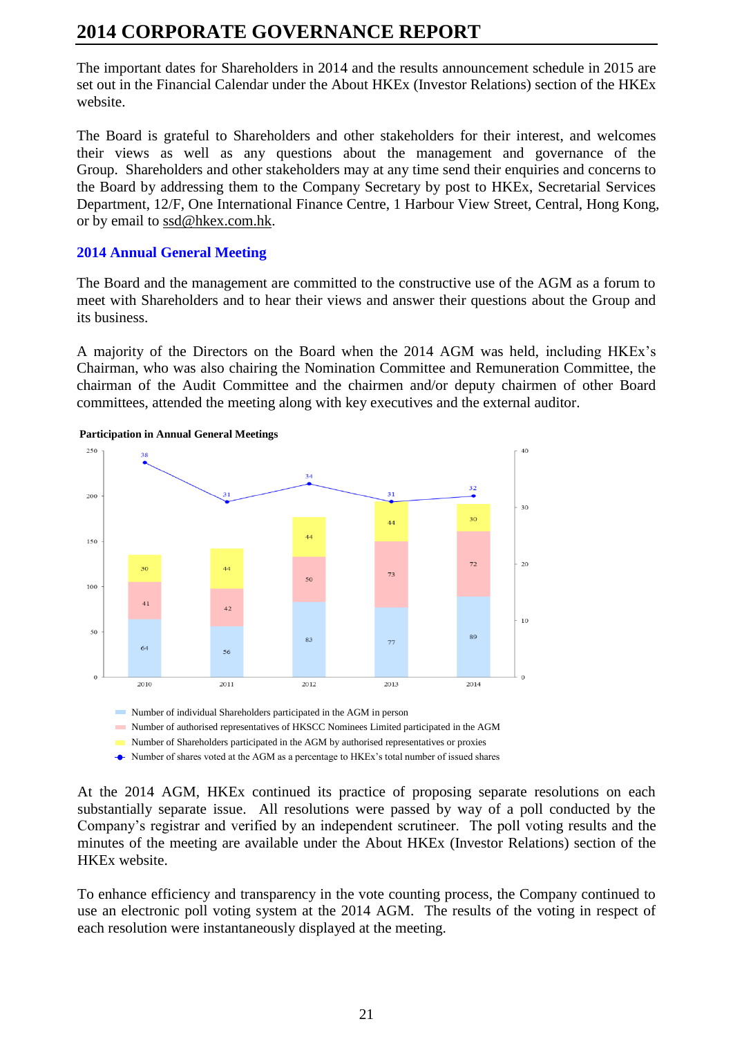# 2014 CORPORATE GOVERNANCE REPORT

The important dates for Shareholders in 2014 and the results announcement schedule in 2015 are set out in the Financial Calendar under the About HKEx (Investor Relations) section of the HKEx website.

The Board is grateful to Shareholders and other stakeholders for their interest, and welcomes their views as well as any questions about the management and governance of the Group. Shareholders and other stakeholders may at any time send their enquiries and concerns to the Board by addressing them to the Company Secretary by post to HKEx, Secretarial Services Department, 12/F, One International Finance Centre, 1 Harbour View Street, Central, Hong Kong, or by email to ssd@hkex.com.hk.

## 2014 Annual General Meeting

The Board and the management are committed to the constructive use of the AGM as a forum to meet with Shareholders and to hear their views and answer their questions about the Group and its business.

A majority of the Directors on the Board when the 2014 AGM was held, including HKEx's Chairman, who was also chairing the Nomination Committee and Remuneration Committee, the chairman of the Audit Committee and the chairmen and/or deputy chairmen of other Board committees, attended the meeting along with key executives and the external auditor.

**Participation in Annual General Meetings**

| | 2010 | 2011 | 2012 | 2013 | 2014 |
|---|---|---|---|---|---|
| Number of individual Shareholders participated in the AGM in person | 64 | 56 | 83 | 77 | 89 |
| Number of authorised representatives of HKSCC Nominees Limited participated in the AGM | 41 | 42 | 50 | 73 | 72 |
| Number of Shareholders participated in the AGM by authorised representatives or proxies | 30 | 44 | 44 | 44 | 30 |
| Number of shares voted at the AGM as a percentage to HKEx's total number of issued shares | 38 | 31 | 34 | 31 | 32 |

At the 2014 AGM, HKEx continued its practice of proposing separate resolutions on each substantially separate issue. All resolutions were passed by way of a poll conducted by the Company's registrar and verified by an independent scrutineer. The poll voting results and the minutes of the meeting are available under the About HKEx (Investor Relations) section of the HKEx website.

To enhance efficiency and transparency in the vote counting process, the Company continued to use an electronic poll voting system at the 2014 AGM. The results of the voting in respect of each resolution were instantaneously displayed at the meeting.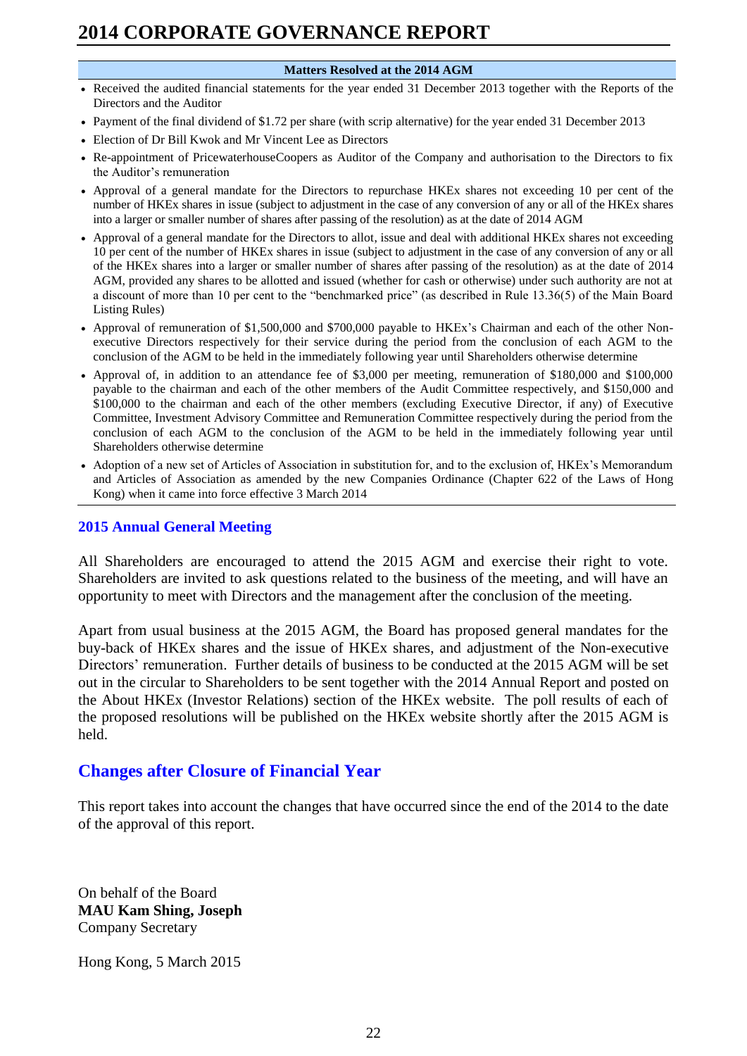| Matters Resolved at the 2014 AGM |
| --- |
| • Received the audited financial statements for the year ended 31 December 2013 together with the Reports of the Directors and the Auditor<br>• Payment of the final dividend of $1.72 per share (with scrip alternative) for the year ended 31 December 2013<br>• Election of Dr Bill Kwok and Mr Vincent Lee as Directors<br>• Re-appointment of PricewaterhouseCoopers as Auditor of the Company and authorisation to the Directors to fix the Auditor's remuneration<br>• Approval of a general mandate for the Directors to repurchase HKEx shares not exceeding 10 per cent of the number of HKEx shares in issue (subject to adjustment in the case of any conversion of any or all of the HKEx shares into a larger or smaller number of shares after passing of the resolution) as at the date of 2014 AGM<br>• Approval of a general mandate for the Directors to allot, issue and deal with additional HKEx shares not exceeding 10 per cent of the number of HKEx shares in issue (subject to adjustment in the case of any conversion of any or all of the HKEx shares into a larger or smaller number of shares after passing of the resolution) as at the date of 2014 AGM, provided any shares to be allotted and issued (whether for cash or otherwise) under such authority are not at a discount of more than 10 per cent to the "benchmarked price" (as described in Rule 13.36(5) of the Main Board Listing Rules)<br>• Approval of remuneration of $1,500,000 and $700,000 payable to HKEx's Chairman and each of the other Non-executive Directors respectively for their service during the period from the conclusion of each AGM to the conclusion of the AGM to be held in the immediately following year until Shareholders otherwise determine<br>• Approval of, in addition to an attendance fee of $3,000 per meeting, remuneration of $180,000 and $100,000 payable to the chairman and each of the other members of the Audit Committee respectively, and $150,000 and $100,000 to the chairman and each of the other members (excluding Executive Director, if any) of Executive Committee, Investment Advisory Committee and Remuneration Committee respectively during the period from the conclusion of each AGM to the conclusion of the AGM to be held in the immediately following year until Shareholders otherwise determine<br>• Adoption of a new set of Articles of Association in substitution for, and to the exclusion of, HKEx's Memorandum and Articles of Association as amended by the new Companies Ordinance (Chapter 622 of the Laws of Hong Kong) when it came into force effective 3 March 2014 |

### 2015 Annual General Meeting

All Shareholders are encouraged to attend the 2015 AGM and exercise their right to vote. Shareholders are invited to ask questions related to the business of the meeting, and will have an opportunity to meet with Directors and the management after the conclusion of the meeting.

Apart from usual business at the 2015 AGM, the Board has proposed general mandates for the buy-back of HKEx shares and the issue of HKEx shares, and adjustment of the Non-executive Directors' remuneration. Further details of business to be conducted at the 2015 AGM will be set out in the circular to Shareholders to be sent together with the 2014 Annual Report and posted on the About HKEx (Investor Relations) section of the HKEx website. The poll results of each of the proposed resolutions will be published on the HKEx website shortly after the 2015 AGM is held.

## Changes after Closure of Financial Year

This report takes into account the changes that have occurred since the end of the 2014 to the date of the approval of this report.

On behalf of the Board
**MAU Kam Shing, Joseph**
Company Secretary

Hong Kong, 5 March 2015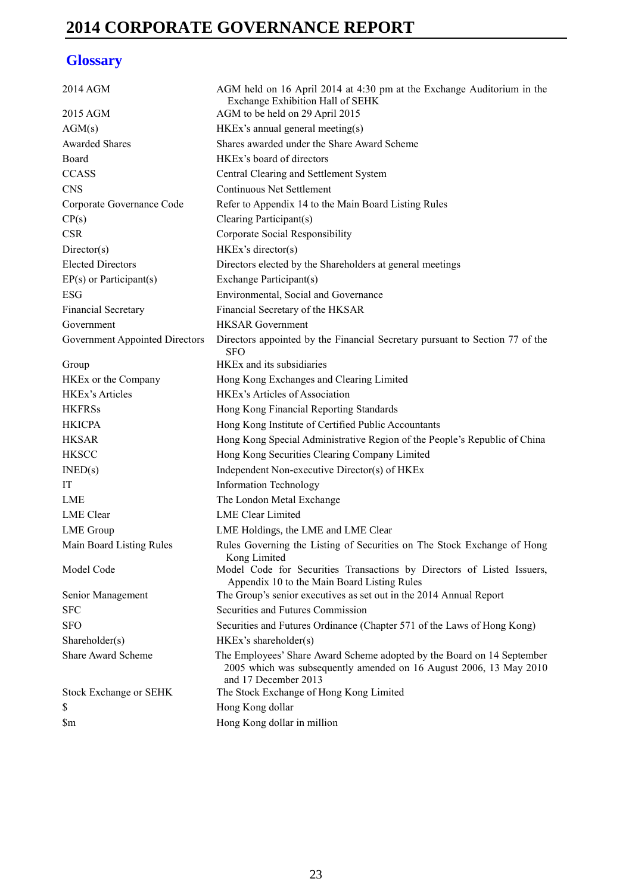## Glossary

| | |
|---|---|
| 2014 AGM | AGM held on 16 April 2014 at 4:30 pm at the Exchange Auditorium in the Exchange Exhibition Hall of SEHK |
| 2015 AGM | AGM to be held on 29 April 2015 |
| AGM(s) | HKEx's annual general meeting(s) |
| Awarded Shares | Shares awarded under the Share Award Scheme |
| Board | HKEx's board of directors |
| CCASS | Central Clearing and Settlement System |
| CNS | Continuous Net Settlement |
| Corporate Governance Code | Refer to Appendix 14 to the Main Board Listing Rules |
| CP(s) | Clearing Participant(s) |
| CSR | Corporate Social Responsibility |
| Director(s) | HKEx's director(s) |
| Elected Directors | Directors elected by the Shareholders at general meetings |
| EP(s) or Participant(s) | Exchange Participant(s) |
| ESG | Environmental, Social and Governance |
| Financial Secretary | Financial Secretary of the HKSAR |
| Government | HKSAR Government |
| Government Appointed Directors | Directors appointed by the Financial Secretary pursuant to Section 77 of the SFO |
| Group | HKEx and its subsidiaries |
| HKEx or the Company | Hong Kong Exchanges and Clearing Limited |
| HKEx's Articles | HKEx's Articles of Association |
| HKFRSs | Hong Kong Financial Reporting Standards |
| HKICPA | Hong Kong Institute of Certified Public Accountants |
| HKSAR | Hong Kong Special Administrative Region of the People's Republic of China |
| HKSCC | Hong Kong Securities Clearing Company Limited |
| INED(s) | Independent Non-executive Director(s) of HKEx |
| IT | Information Technology |
| LME | The London Metal Exchange |
| LME Clear | LME Clear Limited |
| LME Group | LME Holdings, the LME and LME Clear |
| Main Board Listing Rules | Rules Governing the Listing of Securities on The Stock Exchange of Hong Kong Limited |
| Model Code | Model Code for Securities Transactions by Directors of Listed Issuers, Appendix 10 to the Main Board Listing Rules |
| Senior Management | The Group's senior executives as set out in the 2014 Annual Report |
| SFC | Securities and Futures Commission |
| SFO | Securities and Futures Ordinance (Chapter 571 of the Laws of Hong Kong) |
| Shareholder(s) | HKEx's shareholder(s) |
| Share Award Scheme | The Employees' Share Award Scheme adopted by the Board on 14 September 2005 which was subsequently amended on 16 August 2006, 13 May 2010 and 17 December 2013 |
| Stock Exchange or SEHK | The Stock Exchange of Hong Kong Limited |
| $ | Hong Kong dollar |
| $m | Hong Kong dollar in million |